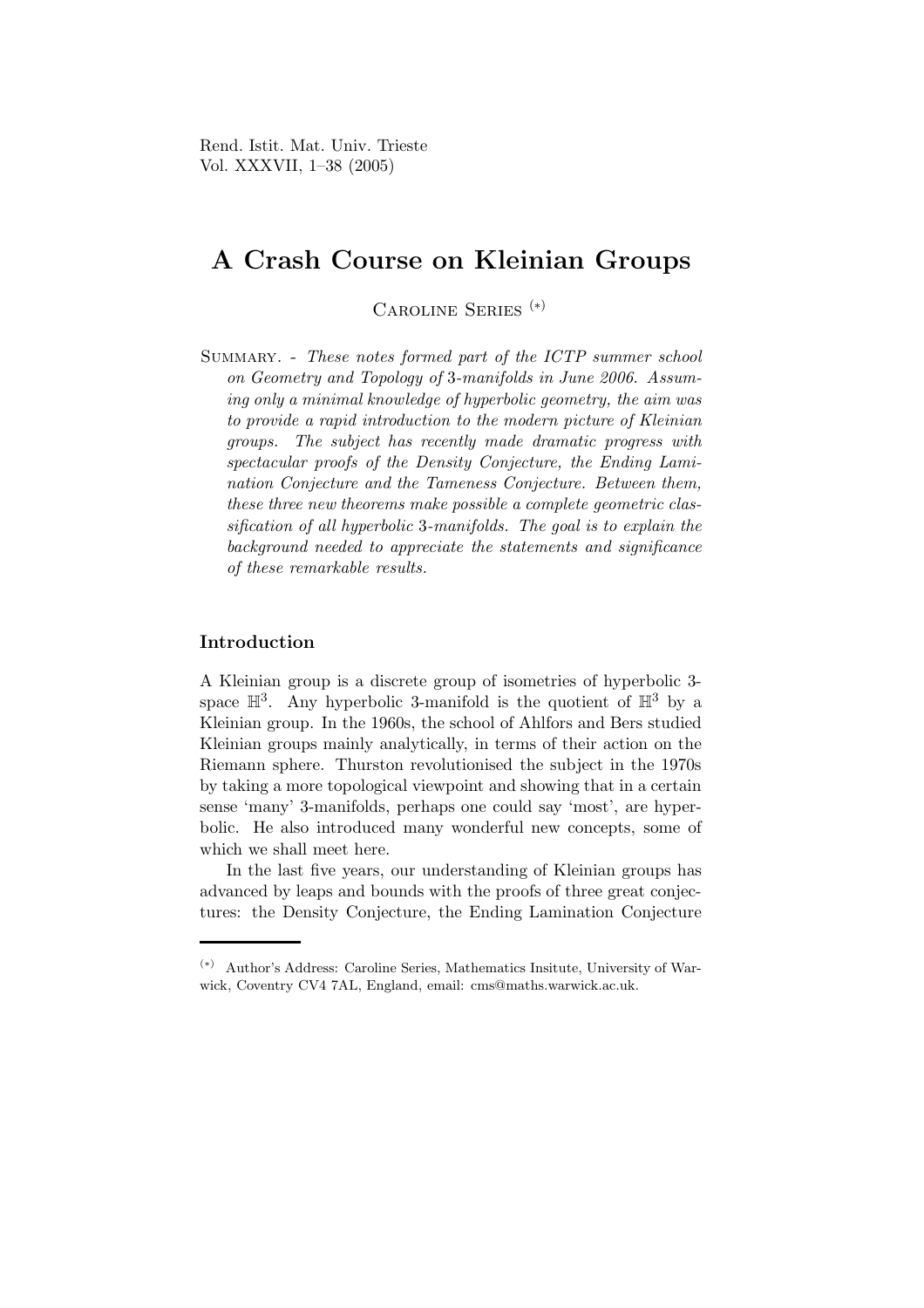# A Crash Course on Kleinian Groups

Caroline Series [(*)]

Summary. - *These notes formed part of the ICTP summer school on Geometry and Topology of 3-manifolds in June 2006. Assuming only a minimal knowledge of hyperbolic geometry, the aim was to provide a rapid introduction to the modern picture of Kleinian groups. The subject has recently made dramatic progress with spectacular proofs of the Density Conjecture, the Ending Lamination Conjecture and the Tameness Conjecture. Between them, these three new theorems make possible a complete geometric classification of all hyperbolic 3-manifolds. The goal is to explain the background needed to appreciate the statements and significance of these remarkable results.*

## Introduction

A Kleinian group is a discrete group of isometries of hyperbolic 3-space $\mathbb{H}^3$. Any hyperbolic 3-manifold is the quotient of $\mathbb{H}^3$ by a Kleinian group. In the 1960s, the school of Ahlfors and Bers studied Kleinian groups mainly analytically, in terms of their action on the Riemann sphere. Thurston revolutionised the subject in the 1970s by taking a more topological viewpoint and showing that in a certain sense 'many' 3-manifolds, perhaps one could say 'most', are hyperbolic. He also introduced many wonderful new concepts, some of which we shall meet here.

In the last five years, our understanding of Kleinian groups has advanced by leaps and bounds with the proofs of three great conjectures: the Density Conjecture, the Ending Lamination Conjecture

---

[(*)] Author's Address: Caroline Series, Mathematics Insitute, University of Warwick, Coventry CV4 7AL, England, email: cms@maths.warwick.ac.uk.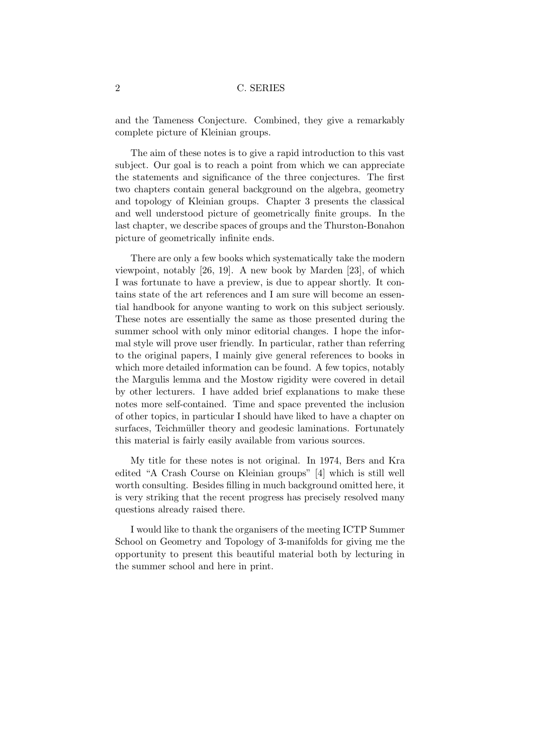and the Tameness Conjecture. Combined, they give a remarkably complete picture of Kleinian groups.

The aim of these notes is to give a rapid introduction to this vast subject. Our goal is to reach a point from which we can appreciate the statements and significance of the three conjectures. The first two chapters contain general background on the algebra, geometry and topology of Kleinian groups. Chapter 3 presents the classical and well understood picture of geometrically finite groups. In the last chapter, we describe spaces of groups and the Thurston-Bonahon picture of geometrically infinite ends.

There are only a few books which systematically take the modern viewpoint, notably [26, 19]. A new book by Marden [23], of which I was fortunate to have a preview, is due to appear shortly. It contains state of the art references and I am sure will become an essential handbook for anyone wanting to work on this subject seriously. These notes are essentially the same as those presented during the summer school with only minor editorial changes. I hope the informal style will prove user friendly. In particular, rather than referring to the original papers, I mainly give general references to books in which more detailed information can be found. A few topics, notably the Margulis lemma and the Mostow rigidity were covered in detail by other lecturers. I have added brief explanations to make these notes more self-contained. Time and space prevented the inclusion of other topics, in particular I should have liked to have a chapter on surfaces, Teichmüller theory and geodesic laminations. Fortunately this material is fairly easily available from various sources.

My title for these notes is not original. In 1974, Bers and Kra edited "A Crash Course on Kleinian groups" [4] which is still well worth consulting. Besides filling in much background omitted here, it is very striking that the recent progress has precisely resolved many questions already raised there.

I would like to thank the organisers of the meeting ICTP Summer School on Geometry and Topology of 3-manifolds for giving me the opportunity to present this beautiful material both by lecturing in the summer school and here in print.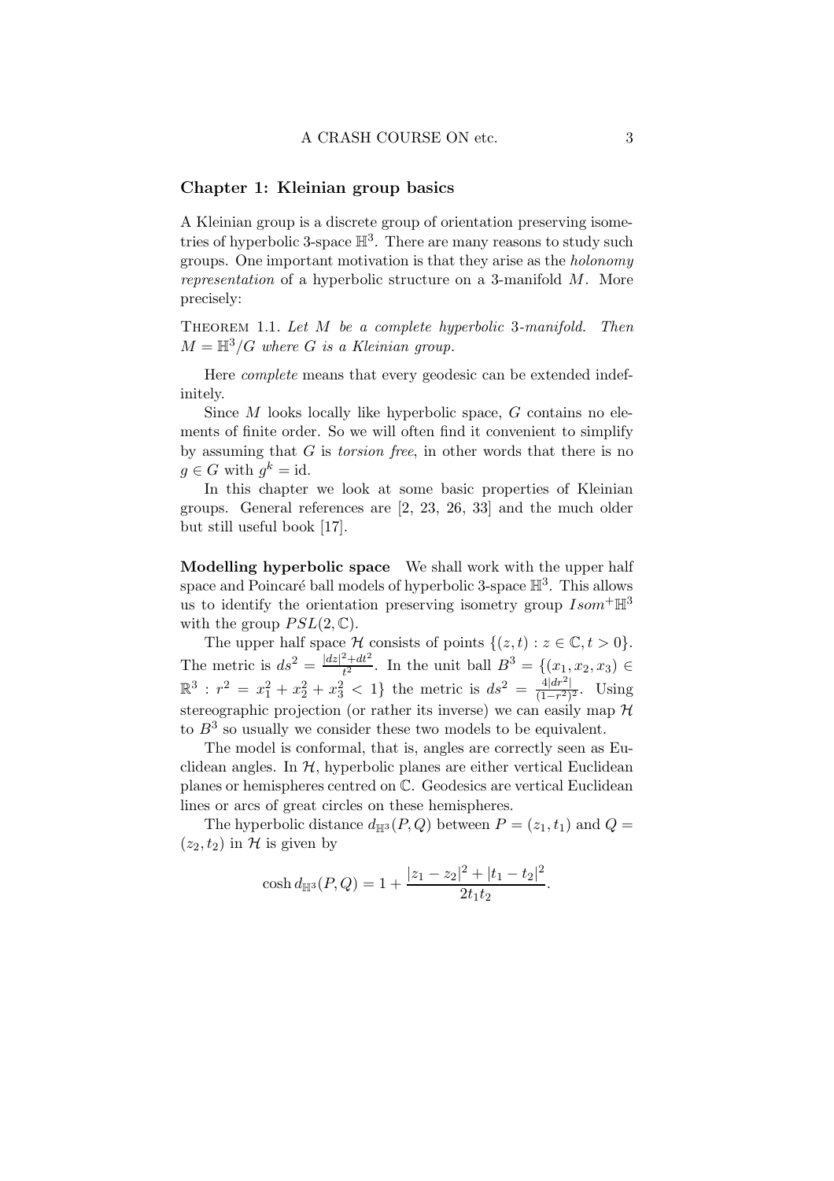## Chapter 1: Kleinian group basics

A Kleinian group is a discrete group of orientation preserving isometries of hyperbolic 3-space $\mathbb{H}^3$. There are many reasons to study such groups. One important motivation is that they arise as the *holonomy representation* of a hyperbolic structure on a 3-manifold $M$. More precisely:

THEOREM 1.1. *Let $M$ be a complete hyperbolic 3-manifold. Then $M = \mathbb{H}^3/G$ where $G$ is a Kleinian group.*

Here *complete* means that every geodesic can be extended indefinitely.

Since $M$ looks locally like hyperbolic space, $G$ contains no elements of finite order. So we will often find it convenient to simplify by assuming that $G$ is *torsion free*, in other words that there is no $g \in G$ with $g^k = \text{id}$.

In this chapter we look at some basic properties of Kleinian groups. General references are [2, 23, 26, 33] and the much older but still useful book [17].

**Modelling hyperbolic space** We shall work with the upper half space and Poincaré ball models of hyperbolic 3-space $\mathbb{H}^3$. This allows us to identify the orientation preserving isometry group $Isom^+\mathbb{H}^3$ with the group $PSL(2, \mathbb{C})$.

The upper half space $\mathcal{H}$ consists of points $\{(z, t) : z \in \mathbb{C}, t > 0\}$. The metric is $ds^2 = \frac{|dz|^2 + dt^2}{t^2}$. In the unit ball $B^3 = \{(x_1, x_2, x_3) \in \mathbb{R}^3 : r^2 = x_1^2 + x_2^2 + x_3^2 < 1\}$ the metric is $ds^2 = \frac{4|dr^2|}{(1-r^2)^2}$. Using stereographic projection (or rather its inverse) we can easily map $\mathcal{H}$ to $B^3$ so usually we consider these two models to be equivalent.

The model is conformal, that is, angles are correctly seen as Euclidean angles. In $\mathcal{H}$, hyperbolic planes are either vertical Euclidean planes or hemispheres centred on $\mathbb{C}$. Geodesics are vertical Euclidean lines or arcs of great circles on these hemispheres.

The hyperbolic distance $d_{\mathbb{H}^3}(P, Q)$ between $P = (z_1, t_1)$ and $Q = (z_2, t_2)$ in $\mathcal{H}$ is given by

$$\cosh d_{\mathbb{H}^3}(P, Q) = 1 + \frac{|z_1 - z_2|^2 + |t_1 - t_2|^2}{2t_1 t_2}.$$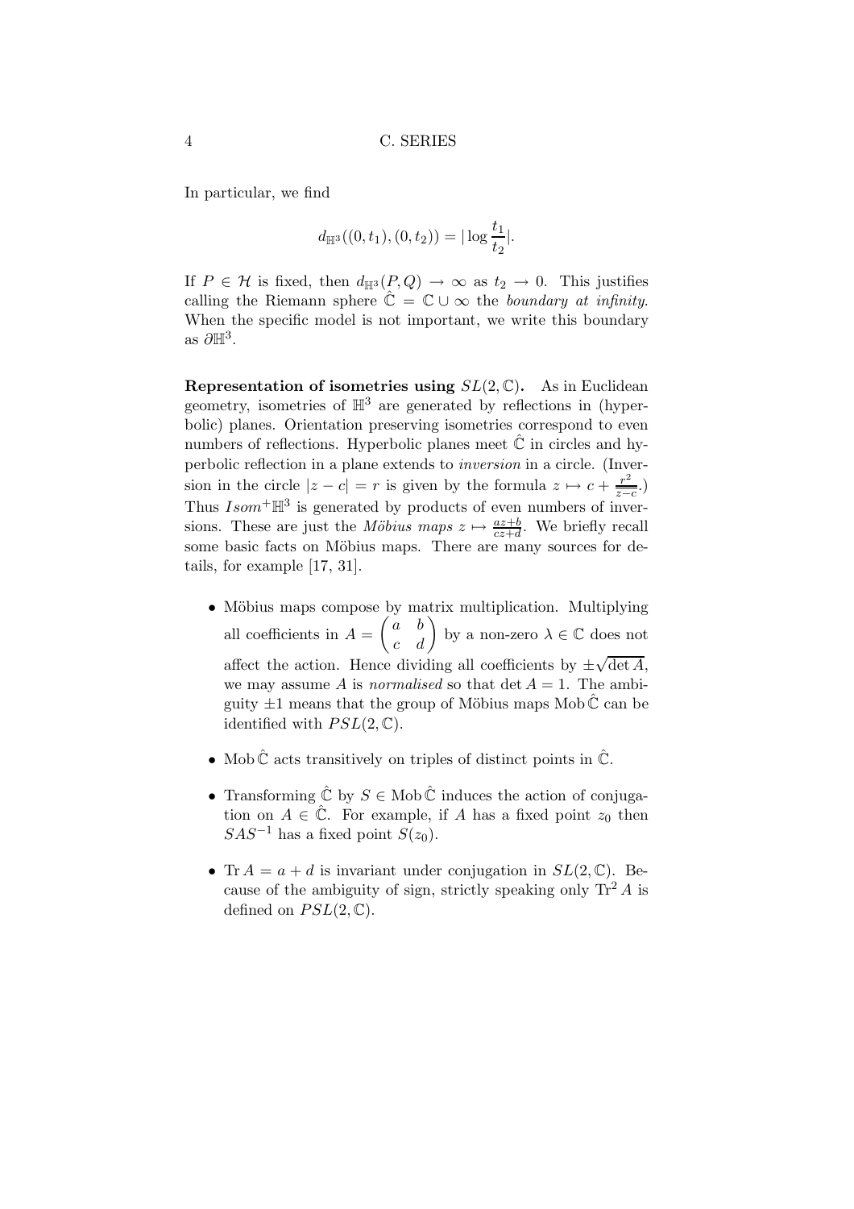In particular, we find

$$d_{\mathbb{H}^3}((0,t_1),(0,t_2)) = |\log \frac{t_1}{t_2}|.$$

If $P \in \mathcal{H}$ is fixed, then $d_{\mathbb{H}^3}(P,Q) \to \infty$ as $t_2 \to 0$. This justifies calling the Riemann sphere $\hat{\mathbb{C}} = \mathbb{C} \cup \infty$ the *boundary at infinity*. When the specific model is not important, we write this boundary as $\partial\mathbb{H}^3$.

**Representation of isometries using $SL(2,\mathbb{C})$.** As in Euclidean geometry, isometries of $\mathbb{H}^3$ are generated by reflections in (hyperbolic) planes. Orientation preserving isometries correspond to even numbers of reflections. Hyperbolic planes meet $\hat{\mathbb{C}}$ in circles and hyperbolic reflection in a plane extends to *inversion* in a circle. (Inversion in the circle $|z-c| = r$ is given by the formula $z \mapsto c + \frac{r^2}{\overline{z-c}}$.) Thus $Isom^+\mathbb{H}^3$ is generated by products of even numbers of inversions. These are just the *Möbius maps* $z \mapsto \frac{az+b}{cz+d}$. We briefly recall some basic facts on Möbius maps. There are many sources for details, for example [17, 31].

- Möbius maps compose by matrix multiplication. Multiplying all coefficients in $A = \begin{pmatrix} a & b \\ c & d \end{pmatrix}$ by a non-zero $\lambda \in \mathbb{C}$ does not affect the action. Hence dividing all coefficients by $\pm\sqrt{\det A}$, we may assume $A$ is *normalised* so that $\det A = 1$. The ambiguity $\pm 1$ means that the group of Möbius maps $\mathrm{Mob}\,\hat{\mathbb{C}}$ can be identified with $PSL(2,\mathbb{C})$.
- $\mathrm{Mob}\,\hat{\mathbb{C}}$ acts transitively on triples of distinct points in $\hat{\mathbb{C}}$.
- Transforming $\hat{\mathbb{C}}$ by $S \in \mathrm{Mob}\,\hat{\mathbb{C}}$ induces the action of conjugation on $A \in \hat{\mathbb{C}}$. For example, if $A$ has a fixed point $z_0$ then $SAS^{-1}$ has a fixed point $S(z_0)$.
- $\mathrm{Tr}\,A = a + d$ is invariant under conjugation in $SL(2,\mathbb{C})$. Because of the ambiguity of sign, strictly speaking only $\mathrm{Tr}^2 A$ is defined on $PSL(2,\mathbb{C})$.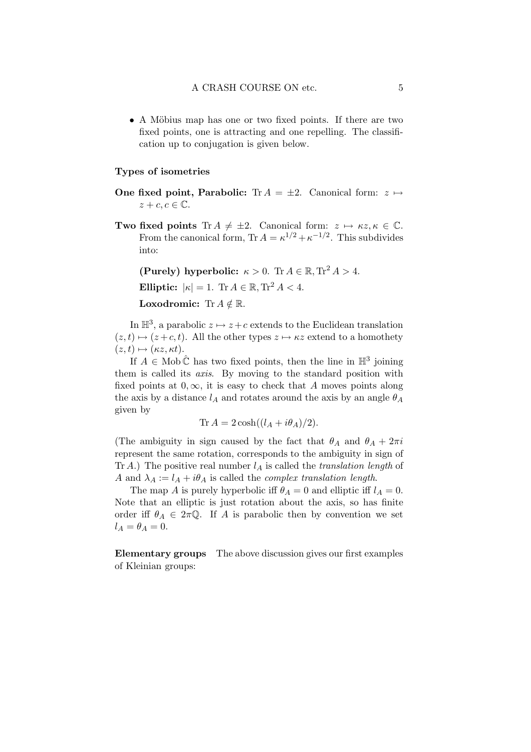- A Möbius map has one or two fixed points. If there are two fixed points, one is attracting and one repelling. The classification up to conjugation is given below.

**Types of isometries**

**One fixed point, Parabolic:** $\operatorname{Tr} A = \pm 2$. Canonical form: $z \mapsto z + c, c \in \mathbb{C}$.

**Two fixed points** $\operatorname{Tr} A \neq \pm 2$. Canonical form: $z \mapsto \kappa z, \kappa \in \mathbb{C}$. From the canonical form, $\operatorname{Tr} A = \kappa^{1/2} + \kappa^{-1/2}$. This subdivides into:

> **(Purely) hyperbolic:** $\kappa > 0$. $\operatorname{Tr} A \in \mathbb{R}, \operatorname{Tr}^2 A > 4$.
>
> **Elliptic:** $|\kappa| = 1$. $\operatorname{Tr} A \in \mathbb{R}, \operatorname{Tr}^2 A < 4$.
>
> **Loxodromic:** $\operatorname{Tr} A \notin \mathbb{R}$.

In $\mathbb{H}^3$, a parabolic $z \mapsto z + c$ extends to the Euclidean translation $(z, t) \mapsto (z + c, t)$. All the other types $z \mapsto \kappa z$ extend to a homothety $(z, t) \mapsto (\kappa z, \kappa t)$.

If $A \in \operatorname{Mob} \hat{\mathbb{C}}$ has two fixed points, then the line in $\mathbb{H}^3$ joining them is called its *axis*. By moving to the standard position with fixed points at $0, \infty$, it is easy to check that $A$ moves points along the axis by a distance $l_A$ and rotates around the axis by an angle $\theta_A$ given by

$$\operatorname{Tr} A = 2 \cosh((l_A + i\theta_A)/2).$$

(The ambiguity in sign caused by the fact that $\theta_A$ and $\theta_A + 2\pi i$ represent the same rotation, corresponds to the ambiguity in sign of $\operatorname{Tr} A$.) The positive real number $l_A$ is called the *translation length* of $A$ and $\lambda_A := l_A + i\theta_A$ is called the *complex translation length*.

The map $A$ is purely hyperbolic iff $\theta_A = 0$ and elliptic iff $l_A = 0$. Note that an elliptic is just rotation about the axis, so has finite order iff $\theta_A \in 2\pi\mathbb{Q}$. If $A$ is parabolic then by convention we set $l_A = \theta_A = 0$.

**Elementary groups** The above discussion gives our first examples of Kleinian groups: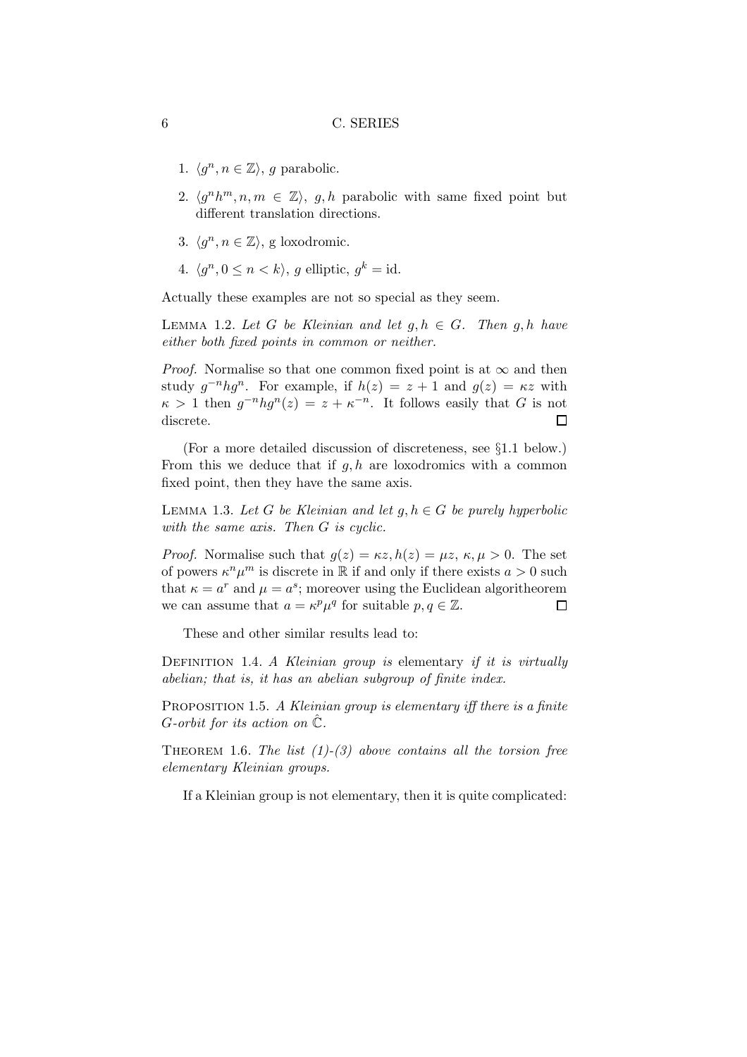1. $\langle g^n, n \in \mathbb{Z} \rangle$, $g$ parabolic.
2. $\langle g^n h^m, n, m \in \mathbb{Z} \rangle$, $g, h$ parabolic with same fixed point but different translation directions.
3. $\langle g^n, n \in \mathbb{Z} \rangle$, g loxodromic.
4. $\langle g^n, 0 \leq n < k \rangle$, $g$ elliptic, $g^k = \text{id}$.

Actually these examples are not so special as they seem.

LEMMA 1.2. *Let $G$ be Kleinian and let $g, h \in G$. Then $g, h$ have either both fixed points in common or neither.*

*Proof.* Normalise so that one common fixed point is at $\infty$ and then study $g^{-n} h g^n$. For example, if $h(z) = z + 1$ and $g(z) = \kappa z$ with $\kappa > 1$ then $g^{-n} h g^n(z) = z + \kappa^{-n}$. It follows easily that $G$ is not discrete. $\square$

(For a more detailed discussion of discreteness, see §1.1 below.) From this we deduce that if $g, h$ are loxodromics with a common fixed point, then they have the same axis.

LEMMA 1.3. *Let $G$ be Kleinian and let $g, h \in G$ be purely hyperbolic with the same axis. Then $G$ is cyclic.*

*Proof.* Normalise such that $g(z) = \kappa z, h(z) = \mu z$, $\kappa, \mu > 0$. The set of powers $\kappa^n \mu^m$ is discrete in $\mathbb{R}$ if and only if there exists $a > 0$ such that $\kappa = a^r$ and $\mu = a^s$; moreover using the Euclidean algoritheorem we can assume that $a = \kappa^p \mu^q$ for suitable $p, q \in \mathbb{Z}$. $\square$

These and other similar results lead to:

DEFINITION 1.4. *A Kleinian group is* elementary *if it is virtually abelian; that is, it has an abelian subgroup of finite index.*

PROPOSITION 1.5. *A Kleinian group is elementary iff there is a finite $G$-orbit for its action on $\hat{\mathbb{C}}$.*

THEOREM 1.6. *The list (1)-(3) above contains all the torsion free elementary Kleinian groups.*

If a Kleinian group is not elementary, then it is quite complicated: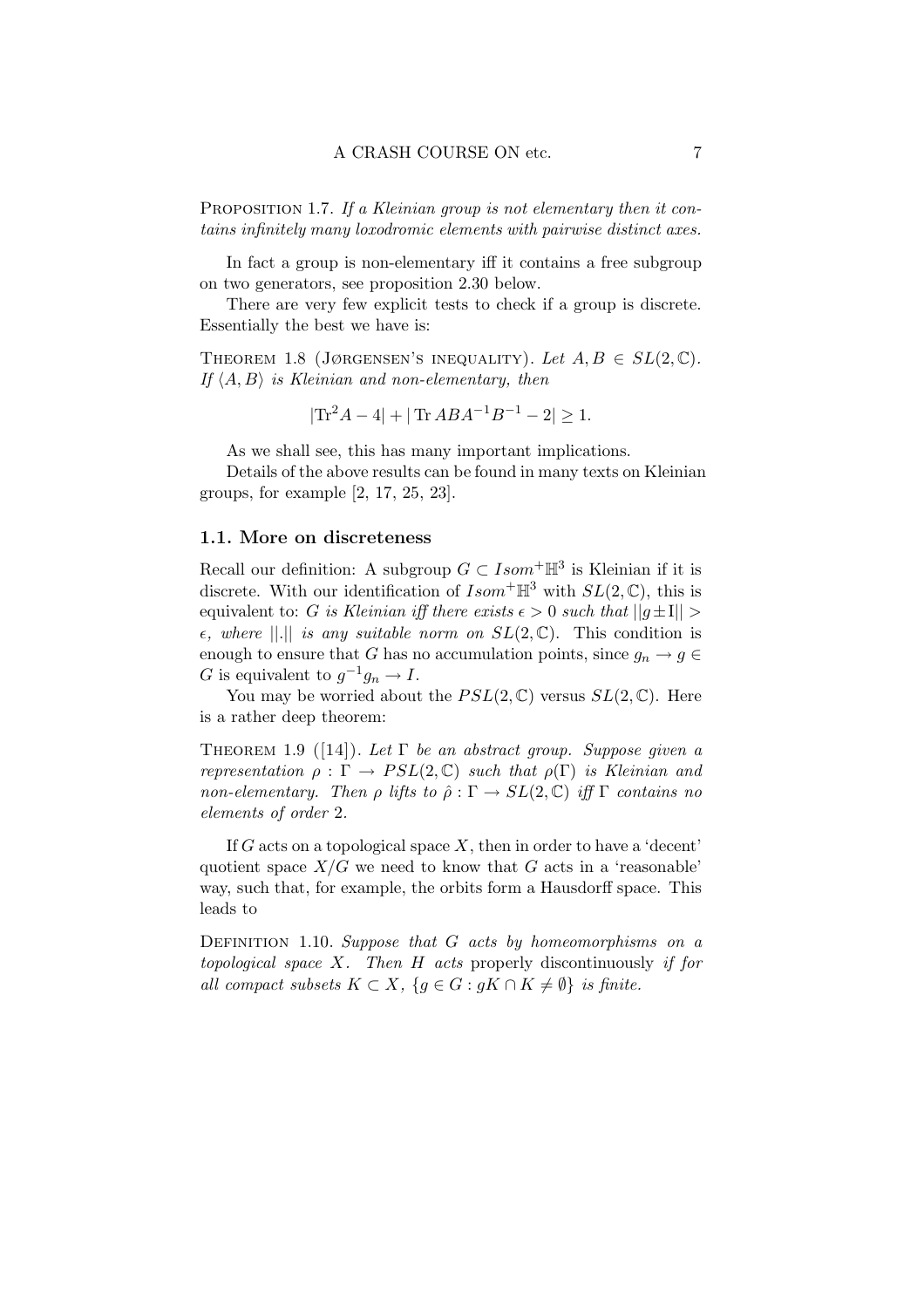PROPOSITION 1.7. *If a Kleinian group is not elementary then it contains infinitely many loxodromic elements with pairwise distinct axes.*

In fact a group is non-elementary iff it contains a free subgroup on two generators, see proposition 2.30 below.

There are very few explicit tests to check if a group is discrete. Essentially the best we have is:

THEOREM 1.8 (JØRGENSEN'S INEQUALITY). *Let $A, B \in SL(2, \mathbb{C})$. If $\langle A, B \rangle$ is Kleinian and non-elementary, then*

$$|\mathrm{Tr}^2 A - 4| + |\,\mathrm{Tr}\, ABA^{-1}B^{-1} - 2| \geq 1.$$

As we shall see, this has many important implications.

Details of the above results can be found in many texts on Kleinian groups, for example [2, 17, 25, 23].

## 1.1. More on discreteness

Recall our definition: A subgroup $G \subset Isom^+\mathbb{H}^3$ is Kleinian if it is discrete. With our identification of $Isom^+\mathbb{H}^3$ with $SL(2, \mathbb{C})$, this is equivalent to: *$G$ is Kleinian iff there exists $\epsilon > 0$ such that $||g \pm \mathrm{I}|| > \epsilon$, where $||.||$ is any suitable norm on $SL(2, \mathbb{C})$.* This condition is enough to ensure that $G$ has no accumulation points, since $g_n \to g \in G$ is equivalent to $g^{-1}g_n \to I$.

You may be worried about the $PSL(2, \mathbb{C})$ versus $SL(2, \mathbb{C})$. Here is a rather deep theorem:

THEOREM 1.9 ([14]). *Let $\Gamma$ be an abstract group. Suppose given a representation $\rho : \Gamma \to PSL(2, \mathbb{C})$ such that $\rho(\Gamma)$ is Kleinian and non-elementary. Then $\rho$ lifts to $\hat{\rho} : \Gamma \to SL(2, \mathbb{C})$ iff $\Gamma$ contains no elements of order 2.*

If $G$ acts on a topological space $X$, then in order to have a 'decent' quotient space $X/G$ we need to know that $G$ acts in a 'reasonable' way, such that, for example, the orbits form a Hausdorff space. This leads to

DEFINITION 1.10. *Suppose that $G$ acts by homeomorphisms on a topological space $X$. Then $H$ acts* properly discontinuously *if for all compact subsets $K \subset X$, $\{g \in G : gK \cap K \neq \emptyset\}$ is finite.*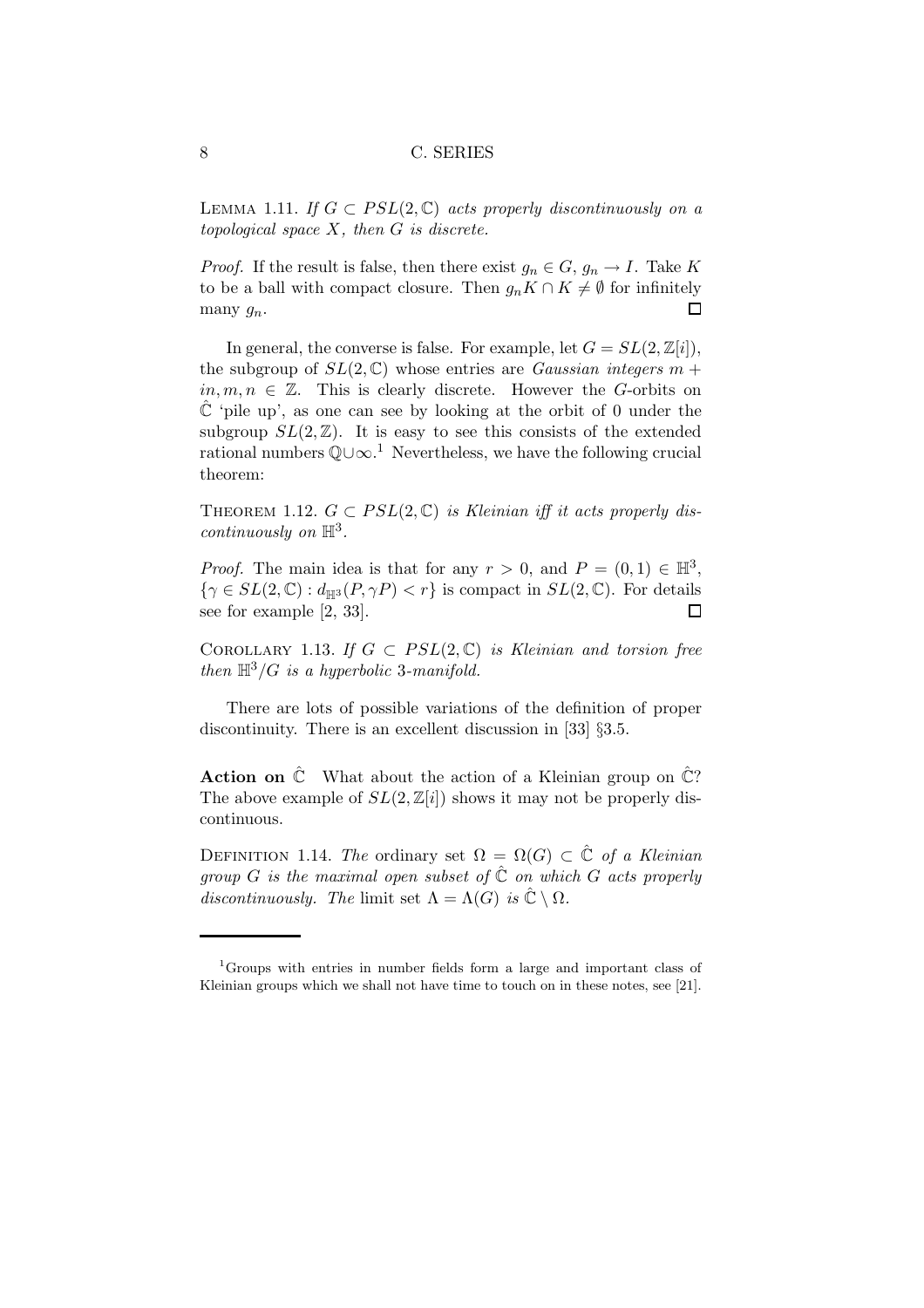LEMMA 1.11. *If $G \subset PSL(2,\mathbb{C})$ acts properly discontinuously on a topological space $X$, then $G$ is discrete.*

*Proof.* If the result is false, then there exist $g_n \in G$, $g_n \to I$. Take $K$ to be a ball with compact closure. Then $g_n K \cap K \neq \emptyset$ for infinitely many $g_n$. $\square$

In general, the converse is false. For example, let $G = SL(2,\mathbb{Z}[i])$, the subgroup of $SL(2,\mathbb{C})$ whose entries are *Gaussian integers* $m + in, m, n \in \mathbb{Z}$. This is clearly discrete. However the $G$-orbits on $\hat{\mathbb{C}}$ 'pile up', as one can see by looking at the orbit of 0 under the subgroup $SL(2,\mathbb{Z})$. It is easy to see this consists of the extended rational numbers $\mathbb{Q} \cup \infty$.[1] Nevertheless, we have the following crucial theorem:

THEOREM 1.12. *$G \subset PSL(2,\mathbb{C})$ is Kleinian iff it acts properly discontinuously on $\mathbb{H}^3$.*

*Proof.* The main idea is that for any $r > 0$, and $P = (0,1) \in \mathbb{H}^3$, $\{\gamma \in SL(2,\mathbb{C}) : d_{\mathbb{H}^3}(P, \gamma P) < r\}$ is compact in $SL(2,\mathbb{C})$. For details see for example [2, 33]. $\square$

COROLLARY 1.13. *If $G \subset PSL(2,\mathbb{C})$ is Kleinian and torsion free then $\mathbb{H}^3/G$ is a hyperbolic 3-manifold.*

There are lots of possible variations of the definition of proper discontinuity. There is an excellent discussion in [33] §3.5.

**Action on $\hat{\mathbb{C}}$** What about the action of a Kleinian group on $\hat{\mathbb{C}}$? The above example of $SL(2,\mathbb{Z}[i])$ shows it may not be properly discontinuous.

DEFINITION 1.14. *The* ordinary set *$\Omega = \Omega(G) \subset \hat{\mathbb{C}}$ of a Kleinian group $G$ is the maximal open subset of $\hat{\mathbb{C}}$ on which $G$ acts properly discontinuously. The* limit set *$\Lambda = \Lambda(G)$ is $\hat{\mathbb{C}} \setminus \Omega$.*

---

[1] Groups with entries in number fields form a large and important class of Kleinian groups which we shall not have time to touch on in these notes, see [21].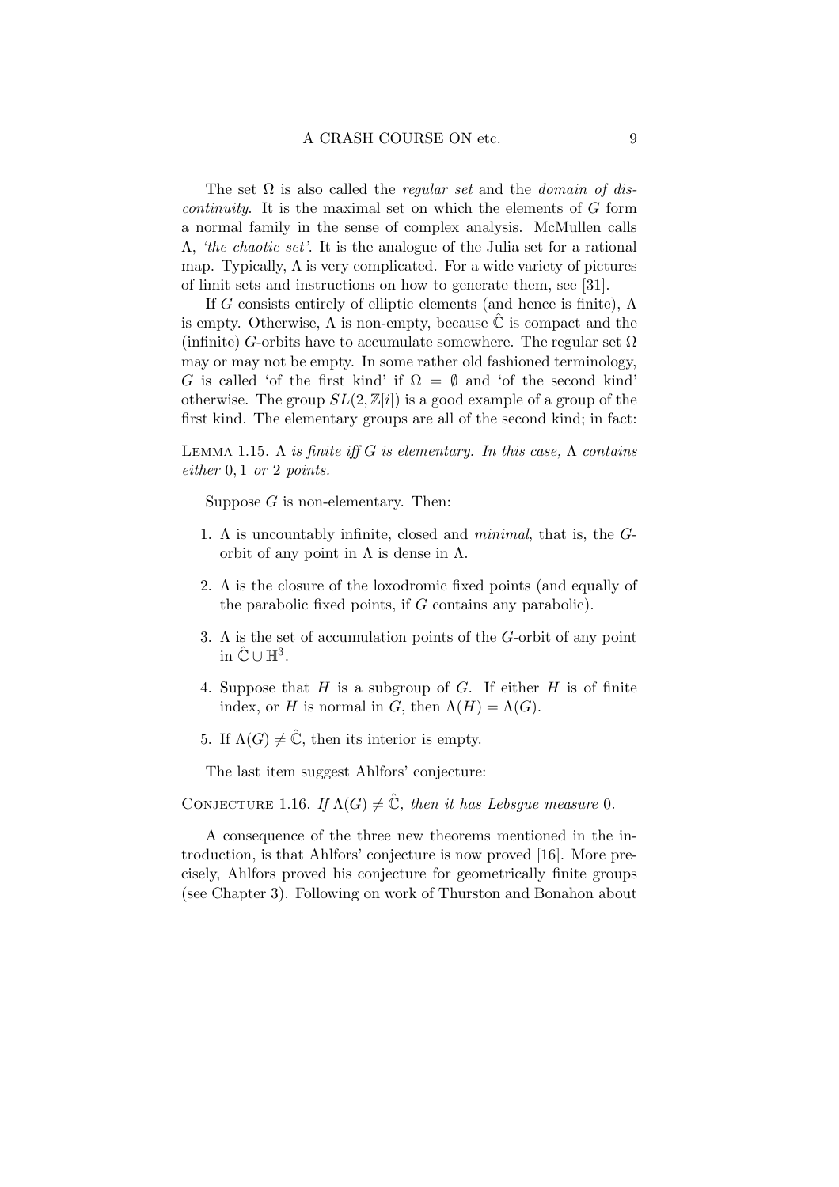The set $\Omega$ is also called the *regular set* and the *domain of discontinuity*. It is the maximal set on which the elements of $G$ form a normal family in the sense of complex analysis. McMullen calls $\Lambda$, *'the chaotic set'*. It is the analogue of the Julia set for a rational map. Typically, $\Lambda$ is very complicated. For a wide variety of pictures of limit sets and instructions on how to generate them, see [31].

If $G$ consists entirely of elliptic elements (and hence is finite), $\Lambda$ is empty. Otherwise, $\Lambda$ is non-empty, because $\hat{\mathbb{C}}$ is compact and the (infinite) $G$-orbits have to accumulate somewhere. The regular set $\Omega$ may or may not be empty. In some rather old fashioned terminology, $G$ is called 'of the first kind' if $\Omega = \emptyset$ and 'of the second kind' otherwise. The group $SL(2, \mathbb{Z}[i])$ is a good example of a group of the first kind. The elementary groups are all of the second kind; in fact:

Lemma 1.15. *$\Lambda$ is finite iff $G$ is elementary. In this case, $\Lambda$ contains either $0, 1$ or $2$ points.*

Suppose $G$ is non-elementary. Then:

1. $\Lambda$ is uncountably infinite, closed and *minimal*, that is, the $G$-orbit of any point in $\Lambda$ is dense in $\Lambda$.
2. $\Lambda$ is the closure of the loxodromic fixed points (and equally of the parabolic fixed points, if $G$ contains any parabolic).
3. $\Lambda$ is the set of accumulation points of the $G$-orbit of any point in $\hat{\mathbb{C}} \cup \mathbb{H}^3$.
4. Suppose that $H$ is a subgroup of $G$. If either $H$ is of finite index, or $H$ is normal in $G$, then $\Lambda(H) = \Lambda(G)$.
5. If $\Lambda(G) \neq \hat{\mathbb{C}}$, then its interior is empty.

The last item suggest Ahlfors' conjecture:

Conjecture 1.16. *If $\Lambda(G) \neq \hat{\mathbb{C}}$, then it has Lebsgue measure $0$.*

A consequence of the three new theorems mentioned in the introduction, is that Ahlfors' conjecture is now proved [16]. More precisely, Ahlfors proved his conjecture for geometrically finite groups (see Chapter 3). Following on work of Thurston and Bonahon about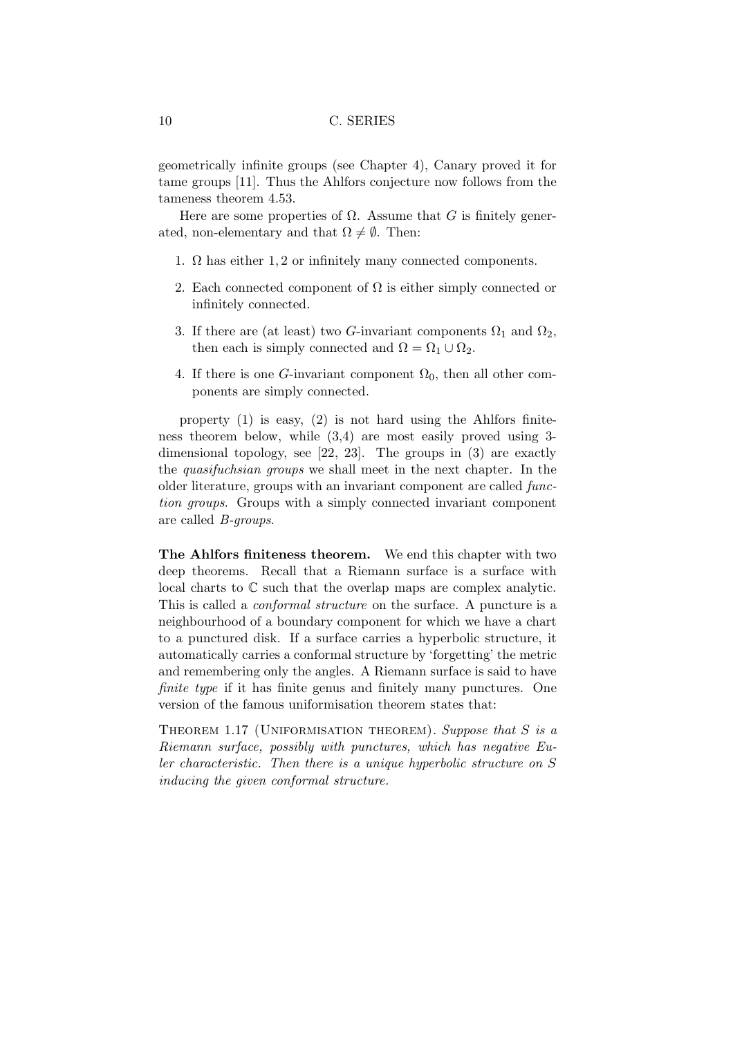geometrically infinite groups (see Chapter 4), Canary proved it for tame groups [11]. Thus the Ahlfors conjecture now follows from the tameness theorem 4.53.

Here are some properties of $\Omega$. Assume that $G$ is finitely generated, non-elementary and that $\Omega \neq \emptyset$. Then:

1. $\Omega$ has either $1, 2$ or infinitely many connected components.
2. Each connected component of $\Omega$ is either simply connected or infinitely connected.
3. If there are (at least) two $G$-invariant components $\Omega_1$ and $\Omega_2$, then each is simply connected and $\Omega = \Omega_1 \cup \Omega_2$.
4. If there is one $G$-invariant component $\Omega_0$, then all other components are simply connected.

property (1) is easy, (2) is not hard using the Ahlfors finiteness theorem below, while (3,4) are most easily proved using 3-dimensional topology, see [22, 23]. The groups in (3) are exactly the *quasifuchsian groups* we shall meet in the next chapter. In the older literature, groups with an invariant component are called *function groups*. Groups with a simply connected invariant component are called *B-groups*.

**The Ahlfors finiteness theorem.** We end this chapter with two deep theorems. Recall that a Riemann surface is a surface with local charts to $\mathbb{C}$ such that the overlap maps are complex analytic. This is called a *conformal structure* on the surface. A puncture is a neighbourhood of a boundary component for which we have a chart to a punctured disk. If a surface carries a hyperbolic structure, it automatically carries a conformal structure by 'forgetting' the metric and remembering only the angles. A Riemann surface is said to have *finite type* if it has finite genus and finitely many punctures. One version of the famous uniformisation theorem states that:

THEOREM 1.17 (UNIFORMISATION THEOREM). *Suppose that $S$ is a Riemann surface, possibly with punctures, which has negative Euler characteristic. Then there is a unique hyperbolic structure on $S$ inducing the given conformal structure.*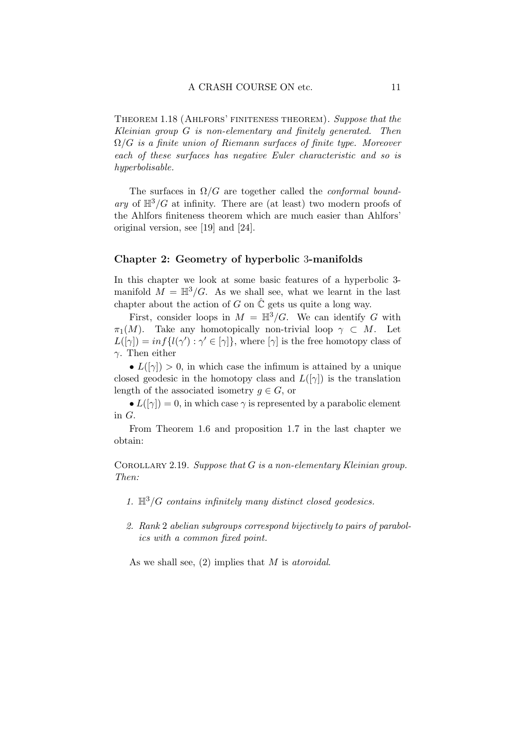Theorem 1.18 (Ahlfors' finiteness theorem). *Suppose that the Kleinian group $G$ is non-elementary and finitely generated. Then $\Omega/G$ is a finite union of Riemann surfaces of finite type. Moreover each of these surfaces has negative Euler characteristic and so is hyperbolisable.*

The surfaces in $\Omega/G$ are together called the *conformal boundary* of $\mathbb{H}^3/G$ at infinity. There are (at least) two modern proofs of the Ahlfors finiteness theorem which are much easier than Ahlfors' original version, see [19] and [24].

## Chapter 2: Geometry of hyperbolic 3-manifolds

In this chapter we look at some basic features of a hyperbolic 3-manifold $M = \mathbb{H}^3/G$. As we shall see, what we learnt in the last chapter about the action of $G$ on $\hat{\mathbb{C}}$ gets us quite a long way.

First, consider loops in $M = \mathbb{H}^3/G$. We can identify $G$ with $\pi_1(M)$. Take any homotopically non-trivial loop $\gamma \subset M$. Let $L([\gamma]) = inf\{l(\gamma') : \gamma' \in [\gamma]\}$, where $[\gamma]$ is the free homotopy class of $\gamma$. Then either

• $L([\gamma]) > 0$, in which case the infimum is attained by a unique closed geodesic in the homotopy class and $L([\gamma])$ is the translation length of the associated isometry $g \in G$, or

• $L([\gamma]) = 0$, in which case $\gamma$ is represented by a parabolic element in $G$.

From Theorem 1.6 and proposition 1.7 in the last chapter we obtain:

Corollary 2.19. *Suppose that $G$ is a non-elementary Kleinian group. Then:*

1. *$\mathbb{H}^3/G$ contains infinitely many distinct closed geodesics.*
2. *Rank 2 abelian subgroups correspond bijectively to pairs of parabolics with a common fixed point.*

As we shall see, (2) implies that $M$ is *atoroidal*.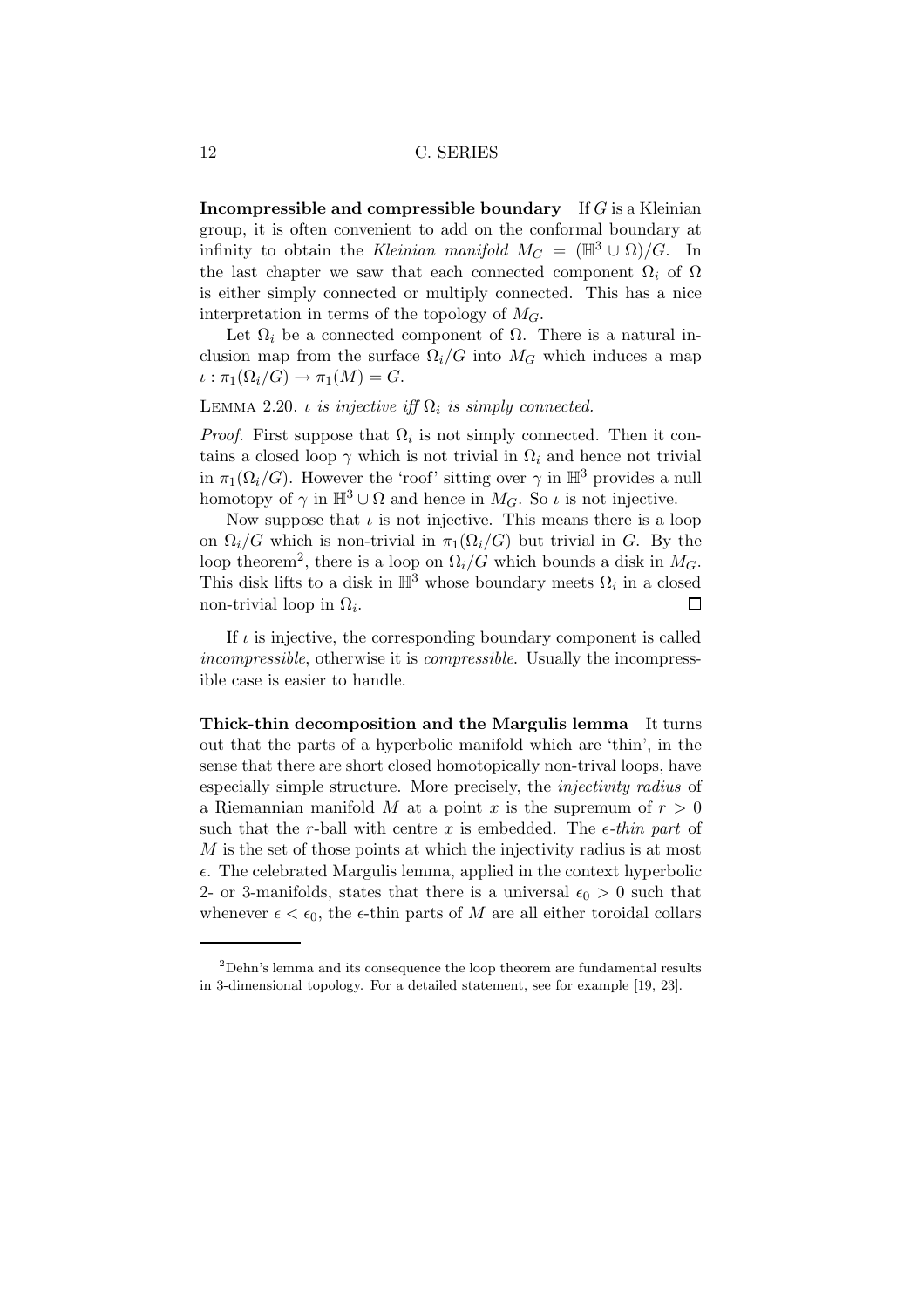**Incompressible and compressible boundary** If $G$ is a Kleinian group, it is often convenient to add on the conformal boundary at infinity to obtain the *Kleinian manifold* $M_G = (\mathbb{H}^3 \cup \Omega)/G$. In the last chapter we saw that each connected component $\Omega_i$ of $\Omega$ is either simply connected or multiply connected. This has a nice interpretation in terms of the topology of $M_G$.

Let $\Omega_i$ be a connected component of $\Omega$. There is a natural inclusion map from the surface $\Omega_i/G$ into $M_G$ which induces a map $\iota : \pi_1(\Omega_i/G) \to \pi_1(M) = G$.

LEMMA 2.20. *$\iota$ is injective iff $\Omega_i$ is simply connected.*

*Proof.* First suppose that $\Omega_i$ is not simply connected. Then it contains a closed loop $\gamma$ which is not trivial in $\Omega_i$ and hence not trivial in $\pi_1(\Omega_i/G)$. However the 'roof' sitting over $\gamma$ in $\mathbb{H}^3$ provides a null homotopy of $\gamma$ in $\mathbb{H}^3 \cup \Omega$ and hence in $M_G$. So $\iota$ is not injective.

Now suppose that $\iota$ is not injective. This means there is a loop on $\Omega_i/G$ which is non-trivial in $\pi_1(\Omega_i/G)$ but trivial in $G$. By the loop theorem[2], there is a loop on $\Omega_i/G$ which bounds a disk in $M_G$. This disk lifts to a disk in $\mathbb{H}^3$ whose boundary meets $\Omega_i$ in a closed non-trivial loop in $\Omega_i$. □

If $\iota$ is injective, the corresponding boundary component is called *incompressible*, otherwise it is *compressible*. Usually the incompressible case is easier to handle.

**Thick-thin decomposition and the Margulis lemma** It turns out that the parts of a hyperbolic manifold which are 'thin', in the sense that there are short closed homotopically non-trival loops, have especially simple structure. More precisely, the *injectivity radius* of a Riemannian manifold $M$ at a point $x$ is the supremum of $r > 0$ such that the $r$-ball with centre $x$ is embedded. The *$\epsilon$-thin part* of $M$ is the set of those points at which the injectivity radius is at most $\epsilon$. The celebrated Margulis lemma, applied in the context hyperbolic 2- or 3-manifolds, states that there is a universal $\epsilon_0 > 0$ such that whenever $\epsilon < \epsilon_0$, the $\epsilon$-thin parts of $M$ are all either toroidal collars

---

[2]Dehn's lemma and its consequence the loop theorem are fundamental results in 3-dimensional topology. For a detailed statement, see for example [19, 23].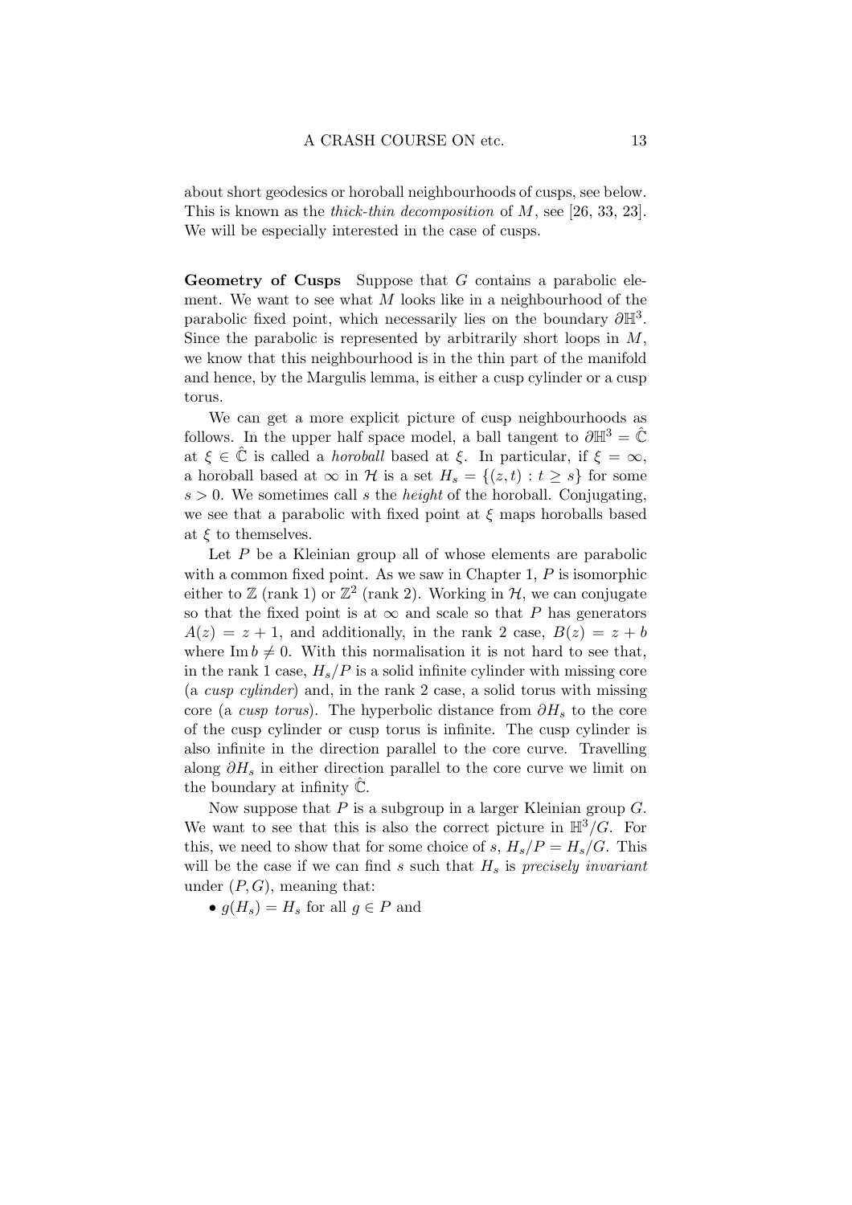about short geodesics or horoball neighbourhoods of cusps, see below. This is known as the *thick-thin decomposition* of $M$, see [26, 33, 23]. We will be especially interested in the case of cusps.

**Geometry of Cusps** Suppose that $G$ contains a parabolic element. We want to see what $M$ looks like in a neighbourhood of the parabolic fixed point, which necessarily lies on the boundary $\partial\mathbb{H}^3$. Since the parabolic is represented by arbitrarily short loops in $M$, we know that this neighbourhood is in the thin part of the manifold and hence, by the Margulis lemma, is either a cusp cylinder or a cusp torus.

We can get a more explicit picture of cusp neighbourhoods as follows. In the upper half space model, a ball tangent to $\partial\mathbb{H}^3 = \hat{\mathbb{C}}$ at $\xi \in \hat{\mathbb{C}}$ is called a *horoball* based at $\xi$. In particular, if $\xi = \infty$, a horoball based at $\infty$ in $\mathcal{H}$ is a set $H_s = \{(z,t) : t \geq s\}$ for some $s > 0$. We sometimes call $s$ the *height* of the horoball. Conjugating, we see that a parabolic with fixed point at $\xi$ maps horoballs based at $\xi$ to themselves.

Let $P$ be a Kleinian group all of whose elements are parabolic with a common fixed point. As we saw in Chapter 1, $P$ is isomorphic either to $\mathbb{Z}$ (rank 1) or $\mathbb{Z}^2$ (rank 2). Working in $\mathcal{H}$, we can conjugate so that the fixed point is at $\infty$ and scale so that $P$ has generators $A(z) = z+1$, and additionally, in the rank 2 case, $B(z) = z + b$ where $\operatorname{Im} b \neq 0$. With this normalisation it is not hard to see that, in the rank 1 case, $H_s/P$ is a solid infinite cylinder with missing core (a *cusp cylinder*) and, in the rank 2 case, a solid torus with missing core (a *cusp torus*). The hyperbolic distance from $\partial H_s$ to the core of the cusp cylinder or cusp torus is infinite. The cusp cylinder is also infinite in the direction parallel to the core curve. Travelling along $\partial H_s$ in either direction parallel to the core curve we limit on the boundary at infinity $\hat{\mathbb{C}}$.

Now suppose that $P$ is a subgroup in a larger Kleinian group $G$. We want to see that this is also the correct picture in $\mathbb{H}^3/G$. For this, we need to show that for some choice of $s$, $H_s/P = H_s/G$. This will be the case if we can find $s$ such that $H_s$ is *precisely invariant* under $(P, G)$, meaning that:

- $g(H_s) = H_s$ for all $g \in P$ and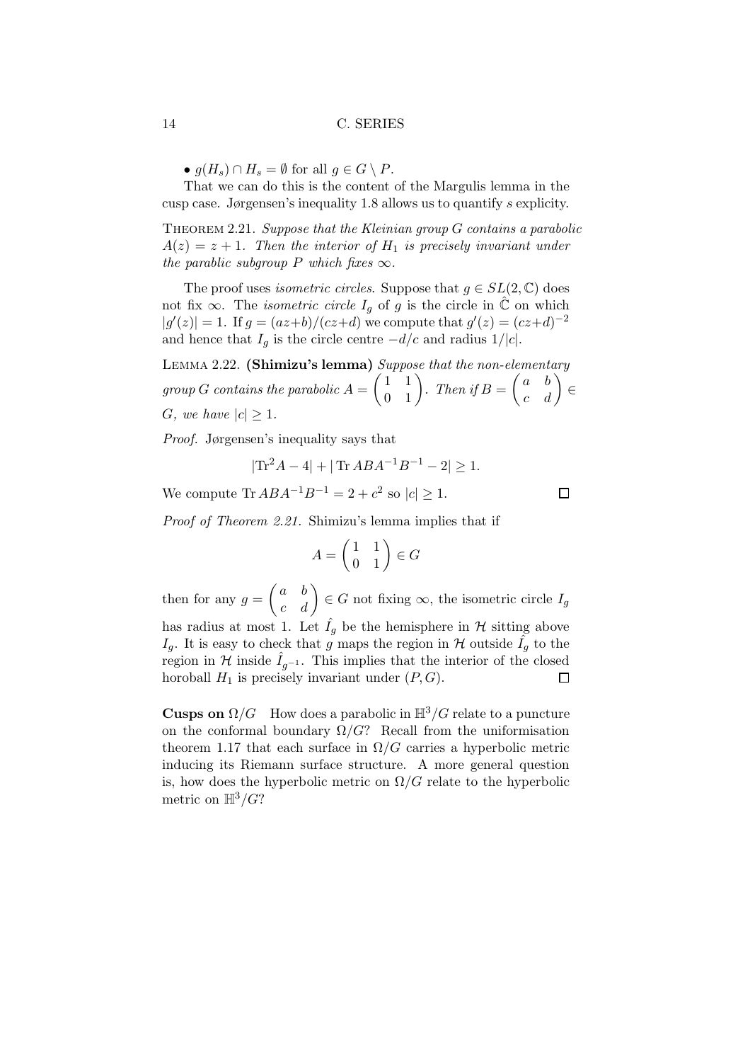- $g(H_s) \cap H_s = \emptyset$ for all $g \in G \setminus P$.

That we can do this is the content of the Margulis lemma in the cusp case. Jørgensen's inequality 1.8 allows us to quantify $s$ explicitly.

THEOREM 2.21. *Suppose that the Kleinian group $G$ contains a parabolic $A(z) = z + 1$. Then the interior of $H_1$ is precisely invariant under the parablic subgroup $P$ which fixes $\infty$.*

The proof uses *isometric circles*. Suppose that $g \in SL(2, \mathbb{C})$ does not fix $\infty$. The *isometric circle* $I_g$ of $g$ is the circle in $\hat{\mathbb{C}}$ on which $|g'(z)| = 1$. If $g = (az+b)/(cz+d)$ we compute that $g'(z) = (cz+d)^{-2}$ and hence that $I_g$ is the circle centre $-d/c$ and radius $1/|c|$.

LEMMA 2.22. **(Shimizu's lemma)** *Suppose that the non-elementary group $G$ contains the parabolic $A = \begin{pmatrix} 1 & 1 \\ 0 & 1 \end{pmatrix}$. Then if $B = \begin{pmatrix} a & b \\ c & d \end{pmatrix} \in G$, we have $|c| \geq 1$.*

*Proof.* Jørgensen's inequality says that

$$|\mathrm{Tr}^2 A - 4| + |\,\mathrm{Tr}\, ABA^{-1}B^{-1} - 2| \geq 1.$$

We compute $\mathrm{Tr}\, ABA^{-1}B^{-1} = 2 + c^2$ so $|c| \geq 1$. $\square$

*Proof of Theorem 2.21.* Shimizu's lemma implies that if

$$A = \begin{pmatrix} 1 & 1 \\ 0 & 1 \end{pmatrix} \in G$$

then for any $g = \begin{pmatrix} a & b \\ c & d \end{pmatrix} \in G$ not fixing $\infty$, the isometric circle $I_g$ has radius at most 1. Let $\hat{I}_g$ be the hemisphere in $\mathcal{H}$ sitting above $I_g$. It is easy to check that $g$ maps the region in $\mathcal{H}$ outside $\hat{I}_g$ to the region in $\mathcal{H}$ inside $\hat{I}_{g^{-1}}$. This implies that the interior of the closed horoball $H_1$ is precisely invariant under $(P, G)$. $\square$

**Cusps on $\Omega/G$** How does a parabolic in $\mathbb{H}^3/G$ relate to a puncture on the conformal boundary $\Omega/G$? Recall from the uniformisation theorem 1.17 that each surface in $\Omega/G$ carries a hyperbolic metric inducing its Riemann surface structure. A more general question is, how does the hyperbolic metric on $\Omega/G$ relate to the hyperbolic metric on $\mathbb{H}^3/G$?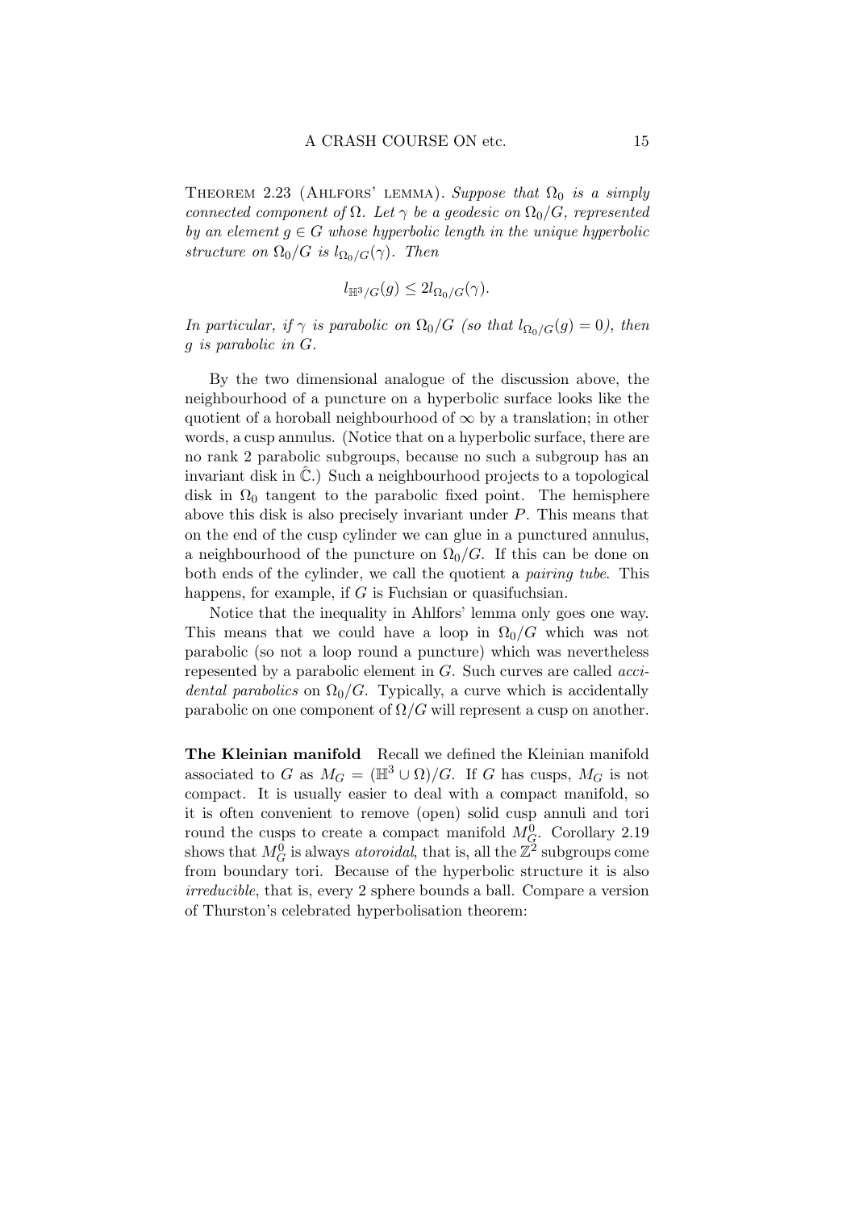**Theorem 2.23 (Ahlfors' lemma).** *Suppose that $\Omega_0$ is a simply connected component of $\Omega$. Let $\gamma$ be a geodesic on $\Omega_0/G$, represented by an element $g \in G$ whose hyperbolic length in the unique hyperbolic structure on $\Omega_0/G$ is $l_{\Omega_0/G}(\gamma)$. Then*

$$l_{\mathbb{H}^3/G}(g) \leq 2l_{\Omega_0/G}(\gamma).$$

*In particular, if $\gamma$ is parabolic on $\Omega_0/G$ (so that $l_{\Omega_0/G}(g) = 0$), then $g$ is parabolic in $G$.*

By the two dimensional analogue of the discussion above, the neighbourhood of a puncture on a hyperbolic surface looks like the quotient of a horoball neighbourhood of $\infty$ by a translation; in other words, a cusp annulus. (Notice that on a hyperbolic surface, there are no rank 2 parabolic subgroups, because no such a subgroup has an invariant disk in $\hat{\mathbb{C}}$.) Such a neighbourhood projects to a topological disk in $\Omega_0$ tangent to the parabolic fixed point. The hemisphere above this disk is also precisely invariant under $P$. This means that on the end of the cusp cylinder we can glue in a punctured annulus, a neighbourhood of the puncture on $\Omega_0/G$. If this can be done on both ends of the cylinder, we call the quotient a *pairing tube*. This happens, for example, if $G$ is Fuchsian or quasifuchsian.

Notice that the inequality in Ahlfors' lemma only goes one way. This means that we could have a loop in $\Omega_0/G$ which was not parabolic (so not a loop round a puncture) which was nevertheless repesented by a parabolic element in $G$. Such curves are called *accidental parabolics* on $\Omega_0/G$. Typically, a curve which is accidentally parabolic on one component of $\Omega/G$ will represent a cusp on another.

**The Kleinian manifold** Recall we defined the Kleinian manifold associated to $G$ as $M_G = (\mathbb{H}^3 \cup \Omega)/G$. If $G$ has cusps, $M_G$ is not compact. It is usually easier to deal with a compact manifold, so it is often convenient to remove (open) solid cusp annuli and tori round the cusps to create a compact manifold $M_G^0$. Corollary 2.19 shows that $M_G^0$ is always *atoroidal*, that is, all the $\mathbb{Z}^2$ subgroups come from boundary tori. Because of the hyperbolic structure it is also *irreducible*, that is, every 2 sphere bounds a ball. Compare a version of Thurston's celebrated hyperbolisation theorem: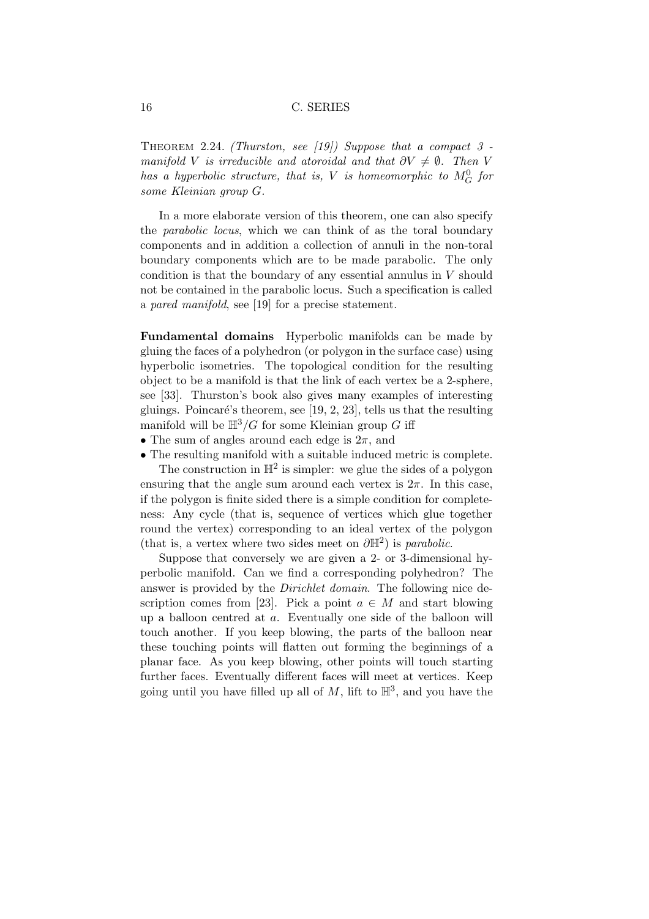**Theorem 2.24.** *(Thurston, see [19]) Suppose that a compact 3 - manifold $V$ is irreducible and atoroidal and that $\partial V \neq \emptyset$. Then $V$ has a hyperbolic structure, that is, $V$ is homeomorphic to $M_G^0$ for some Kleinian group $G$.*

In a more elaborate version of this theorem, one can also specify the *parabolic locus*, which we can think of as the toral boundary components and in addition a collection of annuli in the non-toral boundary components which are to be made parabolic. The only condition is that the boundary of any essential annulus in $V$ should not be contained in the parabolic locus. Such a specification is called a *pared manifold*, see [19] for a precise statement.

**Fundamental domains** Hyperbolic manifolds can be made by gluing the faces of a polyhedron (or polygon in the surface case) using hyperbolic isometries. The topological condition for the resulting object to be a manifold is that the link of each vertex be a 2-sphere, see [33]. Thurston's book also gives many examples of interesting gluings. Poincaré's theorem, see [19, 2, 23], tells us that the resulting manifold will be $\mathbb{H}^3/G$ for some Kleinian group $G$ iff

- The sum of angles around each edge is $2\pi$, and
- The resulting manifold with a suitable induced metric is complete.

The construction in $\mathbb{H}^2$ is simpler: we glue the sides of a polygon ensuring that the angle sum around each vertex is $2\pi$. In this case, if the polygon is finite sided there is a simple condition for completeness: Any cycle (that is, sequence of vertices which glue together round the vertex) corresponding to an ideal vertex of the polygon (that is, a vertex where two sides meet on $\partial\mathbb{H}^2$) is *parabolic*.

Suppose that conversely we are given a 2- or 3-dimensional hyperbolic manifold. Can we find a corresponding polyhedron? The answer is provided by the *Dirichlet domain*. The following nice description comes from [23]. Pick a point $a \in M$ and start blowing up a balloon centred at $a$. Eventually one side of the balloon will touch another. If you keep blowing, the parts of the balloon near these touching points will flatten out forming the beginnings of a planar face. As you keep blowing, other points will touch starting further faces. Eventually different faces will meet at vertices. Keep going until you have filled up all of $M$, lift to $\mathbb{H}^3$, and you have the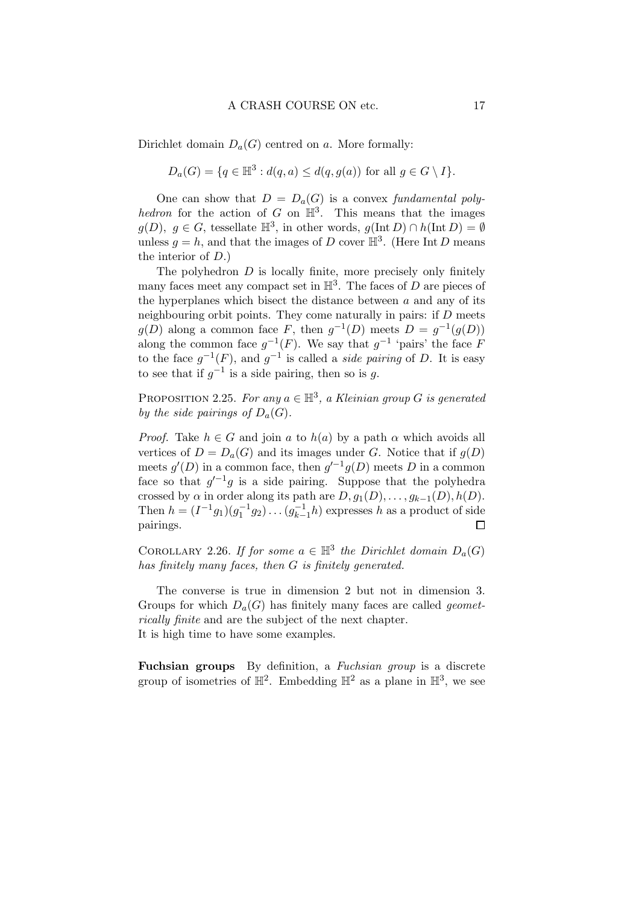Dirichlet domain $D_a(G)$ centred on $a$. More formally:

$$D_a(G) = \{q \in \mathbb{H}^3 : d(q, a) \leq d(q, g(a)) \text{ for all } g \in G \setminus I\}.$$

One can show that $D = D_a(G)$ is a convex *fundamental polyhedron* for the action of $G$ on $\mathbb{H}^3$. This means that the images $g(D)$, $g \in G$, tessellate $\mathbb{H}^3$, in other words, $g(\text{Int}\, D) \cap h(\text{Int}\, D) = \emptyset$ unless $g = h$, and that the images of $D$ cover $\mathbb{H}^3$. (Here $\text{Int}\, D$ means the interior of $D$.)

The polyhedron $D$ is locally finite, more precisely only finitely many faces meet any compact set in $\mathbb{H}^3$. The faces of $D$ are pieces of the hyperplanes which bisect the distance between $a$ and any of its neighbouring orbit points. They come naturally in pairs: if $D$ meets $g(D)$ along a common face $F$, then $g^{-1}(D)$ meets $D = g^{-1}(g(D))$ along the common face $g^{-1}(F)$. We say that $g^{-1}$ 'pairs' the face $F$ to the face $g^{-1}(F)$, and $g^{-1}$ is called a *side pairing* of $D$. It is easy to see that if $g^{-1}$ is a side pairing, then so is $g$.

Proposition 2.25. *For any $a \in \mathbb{H}^3$, a Kleinian group $G$ is generated by the side pairings of $D_a(G)$.*

*Proof.* Take $h \in G$ and join $a$ to $h(a)$ by a path $\alpha$ which avoids all vertices of $D = D_a(G)$ and its images under $G$. Notice that if $g(D)$ meets $g'(D)$ in a common face, then $g'^{-1}g(D)$ meets $D$ in a common face so that $g'^{-1}g$ is a side pairing. Suppose that the polyhedra crossed by $\alpha$ in order along its path are $D, g_1(D), \dots, g_{k-1}(D), h(D)$. Then $h = (I^{-1}g_1)(g_1^{-1}g_2)\dots(g_{k-1}^{-1}h)$ expresses $h$ as a product of side pairings. □

Corollary 2.26. *If for some $a \in \mathbb{H}^3$ the Dirichlet domain $D_a(G)$ has finitely many faces, then $G$ is finitely generated.*

The converse is true in dimension 2 but not in dimension 3. Groups for which $D_a(G)$ has finitely many faces are called *geometrically finite* and are the subject of the next chapter.
It is high time to have some examples.

**Fuchsian groups** By definition, a *Fuchsian group* is a discrete group of isometries of $\mathbb{H}^2$. Embedding $\mathbb{H}^2$ as a plane in $\mathbb{H}^3$, we see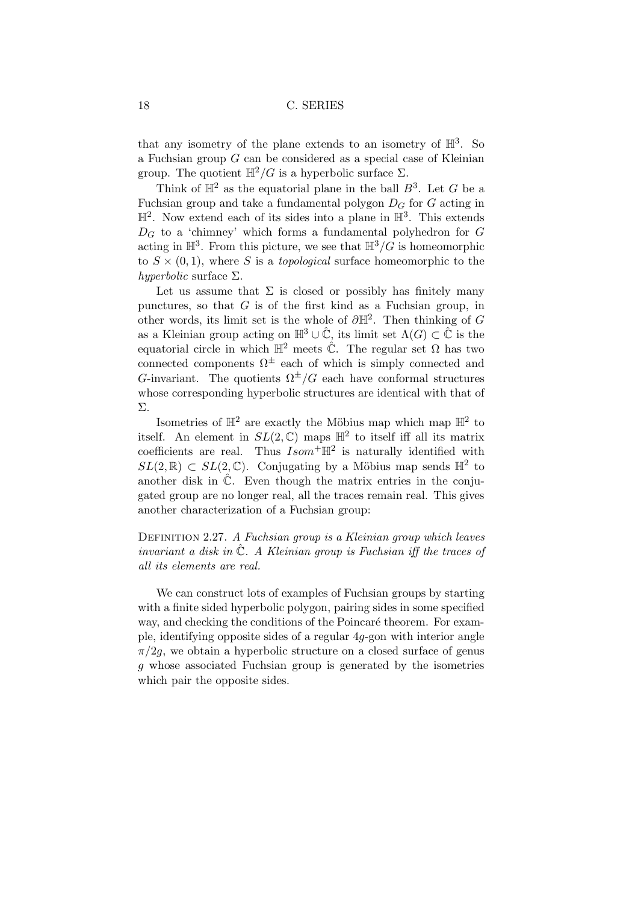that any isometry of the plane extends to an isometry of $\mathbb{H}^3$. So a Fuchsian group $G$ can be considered as a special case of Kleinian group. The quotient $\mathbb{H}^2/G$ is a hyperbolic surface $\Sigma$.

Think of $\mathbb{H}^2$ as the equatorial plane in the ball $B^3$. Let $G$ be a Fuchsian group and take a fundamental polygon $D_G$ for $G$ acting in $\mathbb{H}^2$. Now extend each of its sides into a plane in $\mathbb{H}^3$. This extends $D_G$ to a 'chimney' which forms a fundamental polyhedron for $G$ acting in $\mathbb{H}^3$. From this picture, we see that $\mathbb{H}^3/G$ is homeomorphic to $S \times (0,1)$, where $S$ is a *topological* surface homeomorphic to the *hyperbolic* surface $\Sigma$.

Let us assume that $\Sigma$ is closed or possibly has finitely many punctures, so that $G$ is of the first kind as a Fuchsian group, in other words, its limit set is the whole of $\partial\mathbb{H}^2$. Then thinking of $G$ as a Kleinian group acting on $\mathbb{H}^3 \cup \hat{\mathbb{C}}$, its limit set $\Lambda(G) \subset \hat{\mathbb{C}}$ is the equatorial circle in which $\mathbb{H}^2$ meets $\hat{\mathbb{C}}$. The regular set $\Omega$ has two connected components $\Omega^{\pm}$ each of which is simply connected and $G$-invariant. The quotients $\Omega^{\pm}/G$ each have conformal structures whose corresponding hyperbolic structures are identical with that of $\Sigma$.

Isometries of $\mathbb{H}^2$ are exactly the Möbius map which map $\mathbb{H}^2$ to itself. An element in $SL(2,\mathbb{C})$ maps $\mathbb{H}^2$ to itself iff all its matrix coefficients are real. Thus $Isom^+\mathbb{H}^2$ is naturally identified with $SL(2,\mathbb{R}) \subset SL(2,\mathbb{C})$. Conjugating by a Möbius map sends $\mathbb{H}^2$ to another disk in $\hat{\mathbb{C}}$. Even though the matrix entries in the conjugated group are no longer real, all the traces remain real. This gives another characterization of a Fuchsian group:

Definition 2.27. *A Fuchsian group is a Kleinian group which leaves invariant a disk in $\hat{\mathbb{C}}$. A Kleinian group is Fuchsian iff the traces of all its elements are real.*

We can construct lots of examples of Fuchsian groups by starting with a finite sided hyperbolic polygon, pairing sides in some specified way, and checking the conditions of the Poincaré theorem. For example, identifying opposite sides of a regular $4g$-gon with interior angle $\pi/2g$, we obtain a hyperbolic structure on a closed surface of genus $g$ whose associated Fuchsian group is generated by the isometries which pair the opposite sides.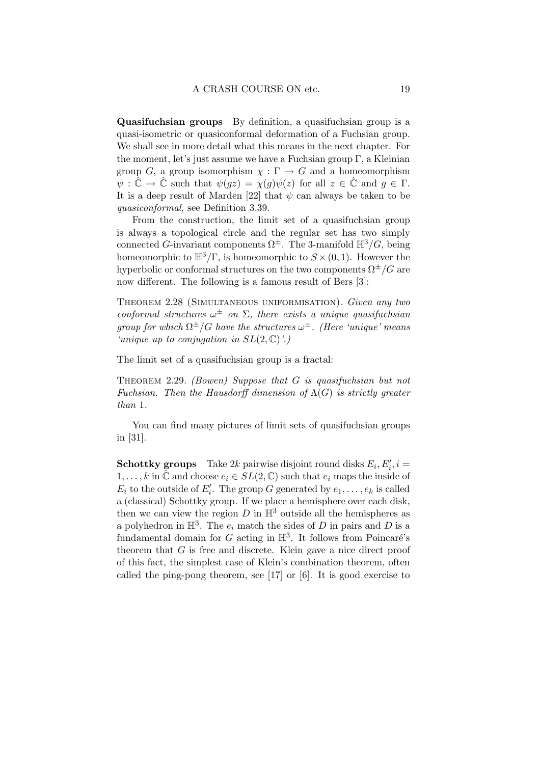**Quasifuchsian groups** By definition, a quasifuchsian group is a quasi-isometric or quasiconformal deformation of a Fuchsian group. We shall see in more detail what this means in the next chapter. For the moment, let's just assume we have a Fuchsian group $\Gamma$, a Kleinian group $G$, a group isomorphism $\chi : \Gamma \to G$ and a homeomorphism $\psi : \hat{\mathbb{C}} \to \hat{\mathbb{C}}$ such that $\psi(gz) = \chi(g)\psi(z)$ for all $z \in \hat{\mathbb{C}}$ and $g \in \Gamma$. It is a deep result of Marden [22] that $\psi$ can always be taken to be *quasiconformal*, see Definition 3.39.

From the construction, the limit set of a quasifuchsian group is always a topological circle and the regular set has two simply connected $G$-invariant components $\Omega^{\pm}$. The 3-manifold $\mathbb{H}^3/G$, being homeomorphic to $\mathbb{H}^3/\Gamma$, is homeomorphic to $S \times (0,1)$. However the hyperbolic or conformal structures on the two components $\Omega^{\pm}/G$ are now different. The following is a famous result of Bers [3]:

Theorem 2.28 (Simultaneous uniformisation). *Given any two conformal structures $\omega^{\pm}$ on $\Sigma$, there exists a unique quasifuchsian group for which $\Omega^{\pm}/G$ have the structures $\omega^{\pm}$. (Here 'unique' means 'unique up to conjugation in $SL(2,\mathbb{C})$'.)*

The limit set of a quasifuchsian group is a fractal:

Theorem 2.29. *(Bowen) Suppose that $G$ is quasifuchsian but not Fuchsian. Then the Hausdorff dimension of $\Lambda(G)$ is strictly greater than* 1.

You can find many pictures of limit sets of quasifuchsian groups in [31].

**Schottky groups** Take $2k$ pairwise disjoint round disks $E_i, E_i', i = 1, \ldots, k$ in $\hat{\mathbb{C}}$ and choose $e_i \in SL(2,\mathbb{C})$ such that $e_i$ maps the inside of $E_i$ to the outside of $E_i'$. The group $G$ generated by $e_1, \ldots, e_k$ is called a (classical) Schottky group. If we place a hemisphere over each disk, then we can view the region $D$ in $\mathbb{H}^3$ outside all the hemispheres as a polyhedron in $\mathbb{H}^3$. The $e_i$ match the sides of $D$ in pairs and $D$ is a fundamental domain for $G$ acting in $\mathbb{H}^3$. It follows from Poincaré's theorem that $G$ is free and discrete. Klein gave a nice direct proof of this fact, the simplest case of Klein's combination theorem, often called the ping-pong theorem, see [17] or [6]. It is good exercise to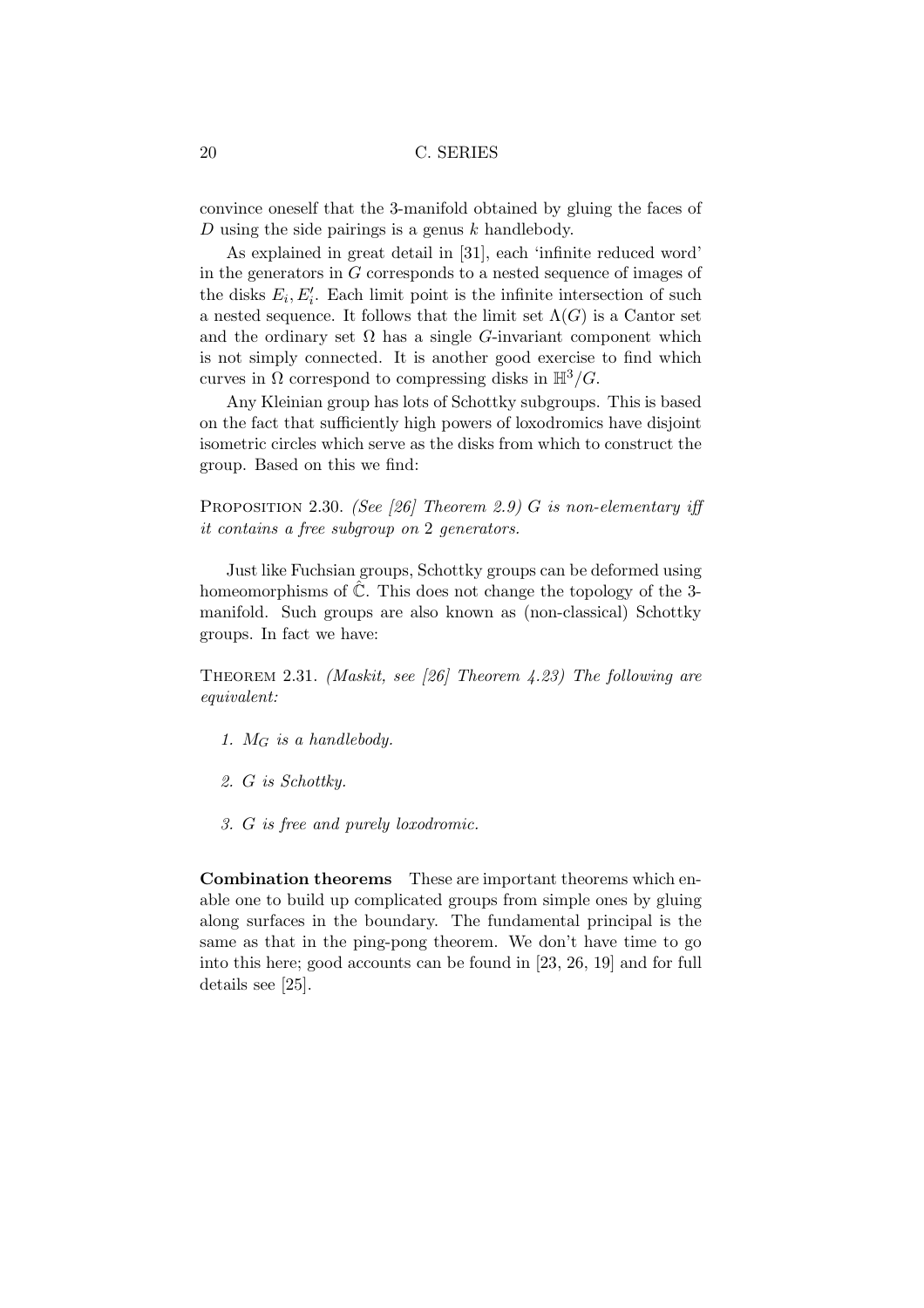convince oneself that the 3-manifold obtained by gluing the faces of $D$ using the side pairings is a genus $k$ handlebody.

As explained in great detail in [31], each 'infinite reduced word' in the generators in $G$ corresponds to a nested sequence of images of the disks $E_i, E_i'$. Each limit point is the infinite intersection of such a nested sequence. It follows that the limit set $\Lambda(G)$ is a Cantor set and the ordinary set $\Omega$ has a single $G$-invariant component which is not simply connected. It is another good exercise to find which curves in $\Omega$ correspond to compressing disks in $\mathbb{H}^3/G$.

Any Kleinian group has lots of Schottky subgroups. This is based on the fact that sufficiently high powers of loxodromics have disjoint isometric circles which serve as the disks from which to construct the group. Based on this we find:

Proposition 2.30. *(See [26] Theorem 2.9) $G$ is non-elementary iff it contains a free subgroup on 2 generators.*

Just like Fuchsian groups, Schottky groups can be deformed using homeomorphisms of $\hat{\mathbb{C}}$. This does not change the topology of the 3-manifold. Such groups are also known as (non-classical) Schottky groups. In fact we have:

Theorem 2.31. *(Maskit, see [26] Theorem 4.23) The following are equivalent:*

1. *$M_G$ is a handlebody.*
2. *$G$ is Schottky.*
3. *$G$ is free and purely loxodromic.*

**Combination theorems** These are important theorems which enable one to build up complicated groups from simple ones by gluing along surfaces in the boundary. The fundamental principal is the same as that in the ping-pong theorem. We don't have time to go into this here; good accounts can be found in [23, 26, 19] and for full details see [25].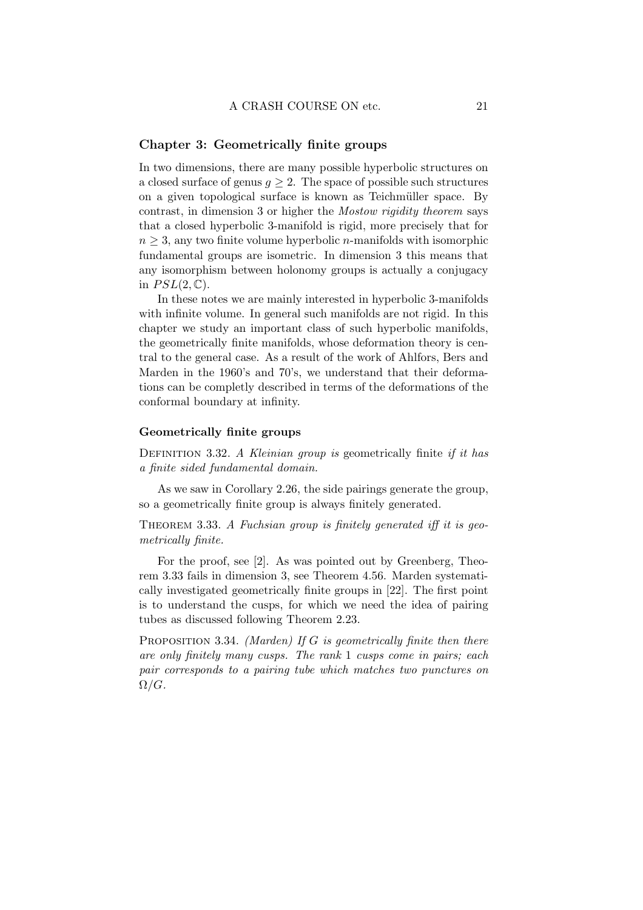## Chapter 3: Geometrically finite groups

In two dimensions, there are many possible hyperbolic structures on a closed surface of genus $g \geq 2$. The space of possible such structures on a given topological surface is known as Teichmüller space. By contrast, in dimension 3 or higher the *Mostow rigidity theorem* says that a closed hyperbolic 3-manifold is rigid, more precisely that for $n \geq 3$, any two finite volume hyperbolic $n$-manifolds with isomorphic fundamental groups are isometric. In dimension 3 this means that any isomorphism between holonomy groups is actually a conjugacy in $PSL(2, \mathbb{C})$.

In these notes we are mainly interested in hyperbolic 3-manifolds with infinite volume. In general such manifolds are not rigid. In this chapter we study an important class of such hyperbolic manifolds, the geometrically finite manifolds, whose deformation theory is central to the general case. As a result of the work of Ahlfors, Bers and Marden in the 1960's and 70's, we understand that their deformations can be completly described in terms of the deformations of the conformal boundary at infinity.

### Geometrically finite groups

Definition 3.32. *A Kleinian group is* geometrically finite *if it has a finite sided fundamental domain.*

As we saw in Corollary 2.26, the side pairings generate the group, so a geometrically finite group is always finitely generated.

Theorem 3.33. *A Fuchsian group is finitely generated iff it is geometrically finite.*

For the proof, see [2]. As was pointed out by Greenberg, Theorem 3.33 fails in dimension 3, see Theorem 4.56. Marden systematically investigated geometrically finite groups in [22]. The first point is to understand the cusps, for which we need the idea of pairing tubes as discussed following Theorem 2.23.

Proposition 3.34. *(Marden) If $G$ is geometrically finite then there are only finitely many cusps. The rank 1 cusps come in pairs; each pair corresponds to a pairing tube which matches two punctures on $\Omega/G$.*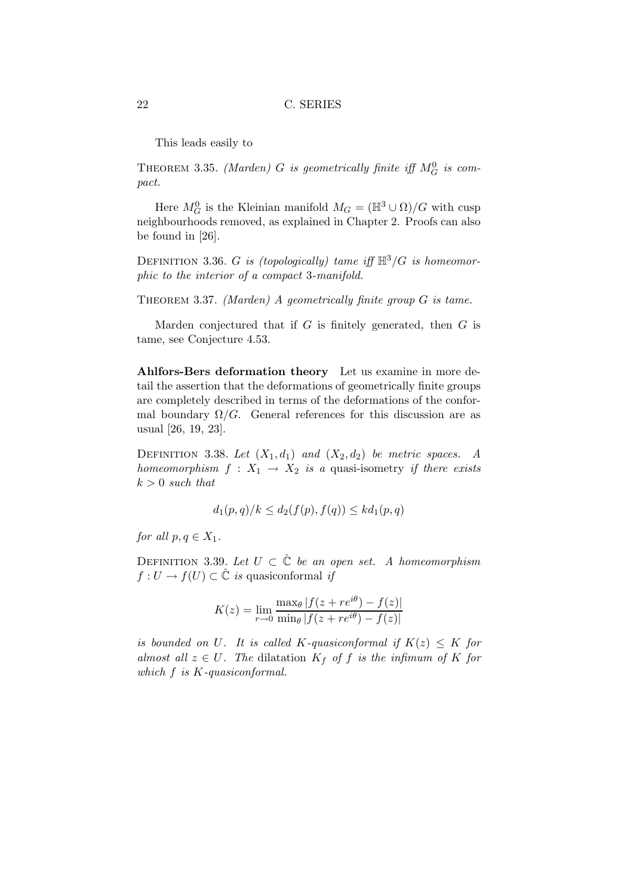This leads easily to

THEOREM 3.35. *(Marden) $G$ is geometrically finite iff $M_G^0$ is compact.*

Here $M_G^0$ is the Kleinian manifold $M_G = (\mathbb{H}^3 \cup \Omega)/G$ with cusp neighbourhoods removed, as explained in Chapter 2. Proofs can also be found in [26].

DEFINITION 3.36. *$G$ is (topologically) tame iff $\mathbb{H}^3/G$ is homeomorphic to the interior of a compact 3-manifold.*

THEOREM 3.37. *(Marden) A geometrically finite group $G$ is tame.*

Marden conjectured that if $G$ is finitely generated, then $G$ is tame, see Conjecture 4.53.

**Ahlfors-Bers deformation theory** Let us examine in more detail the assertion that the deformations of geometrically finite groups are completely described in terms of the deformations of the conformal boundary $\Omega/G$. General references for this discussion are as usual [26, 19, 23].

DEFINITION 3.38. *Let $(X_1, d_1)$ and $(X_2, d_2)$ be metric spaces. A homeomorphism $f : X_1 \to X_2$ is a* quasi-isometry *if there exists $k > 0$ such that*

$$d_1(p, q)/k \leq d_2(f(p), f(q)) \leq k d_1(p, q)$$

*for all $p, q \in X_1$.*

DEFINITION 3.39. *Let $U \subset \hat{\mathbb{C}}$ be an open set. A homeomorphism $f : U \to f(U) \subset \hat{\mathbb{C}}$ is* quasiconformal *if*

$$K(z) = \lim_{r \to 0} \frac{\max_\theta |f(z + re^{i\theta}) - f(z)|}{\min_\theta |f(z + re^{i\theta}) - f(z)|}$$

*is bounded on $U$. It is called $K$-quasiconformal if $K(z) \leq K$ for almost all $z \in U$. The* dilatation *$K_f$ of $f$ is the infimum of $K$ for which $f$ is $K$-quasiconformal.*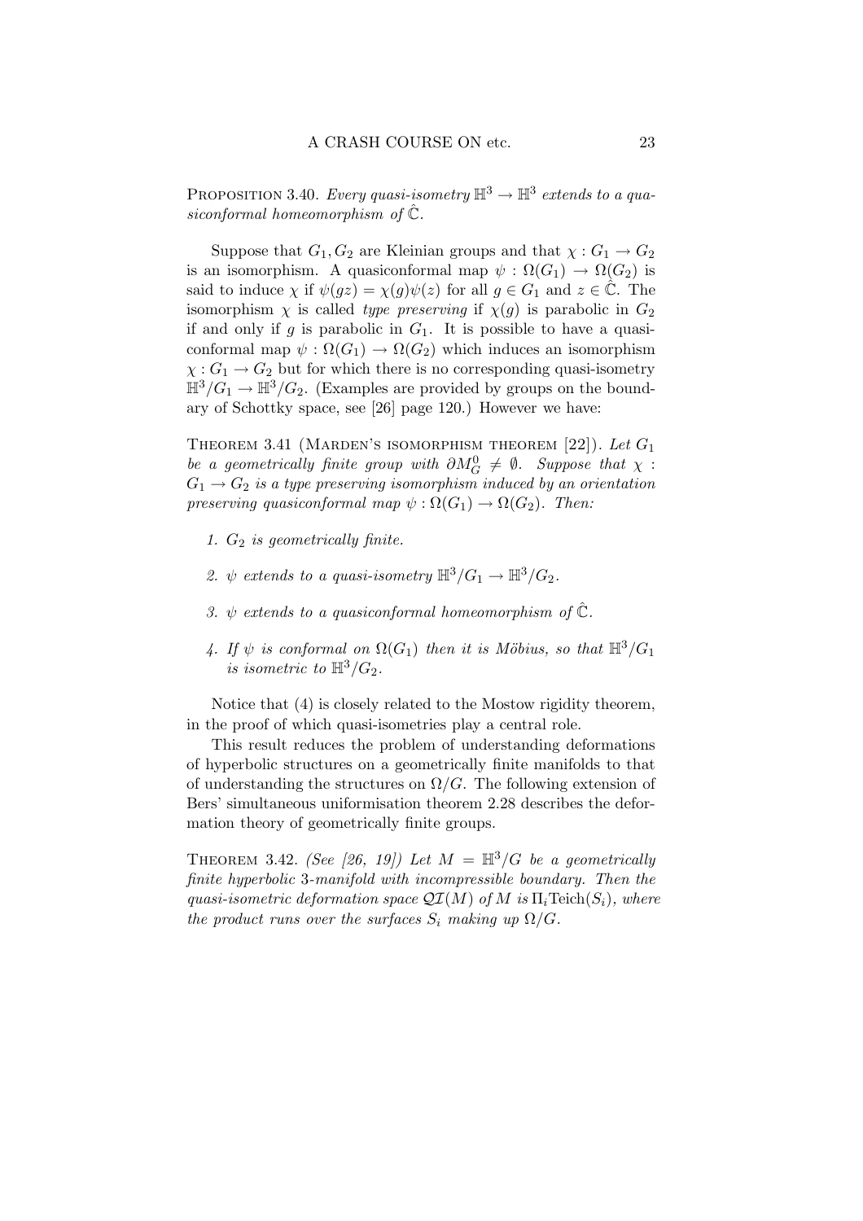Proposition 3.40. *Every quasi-isometry $\mathbb{H}^3 \to \mathbb{H}^3$ extends to a quasiconformal homeomorphism of $\hat{\mathbb{C}}$.*

Suppose that $G_1, G_2$ are Kleinian groups and that $\chi : G_1 \to G_2$ is an isomorphism. A quasiconformal map $\psi : \Omega(G_1) \to \Omega(G_2)$ is said to induce $\chi$ if $\psi(gz) = \chi(g)\psi(z)$ for all $g \in G_1$ and $z \in \hat{\mathbb{C}}$. The isomorphism $\chi$ is called *type preserving* if $\chi(g)$ is parabolic in $G_2$ if and only if $g$ is parabolic in $G_1$. It is possible to have a quasiconformal map $\psi : \Omega(G_1) \to \Omega(G_2)$ which induces an isomorphism $\chi : G_1 \to G_2$ but for which there is no corresponding quasi-isometry $\mathbb{H}^3/G_1 \to \mathbb{H}^3/G_2$. (Examples are provided by groups on the boundary of Schottky space, see [26] page 120.) However we have:

Theorem 3.41 (Marden's isomorphism theorem [22]). *Let $G_1$ be a geometrically finite group with $\partial M_G^0 \neq \emptyset$. Suppose that $\chi : G_1 \to G_2$ is a type preserving isomorphism induced by an orientation preserving quasiconformal map $\psi : \Omega(G_1) \to \Omega(G_2)$. Then:*

1. *$G_2$ is geometrically finite.*
2. *$\psi$ extends to a quasi-isometry $\mathbb{H}^3/G_1 \to \mathbb{H}^3/G_2$.*
3. *$\psi$ extends to a quasiconformal homeomorphism of $\hat{\mathbb{C}}$.*
4. *If $\psi$ is conformal on $\Omega(G_1)$ then it is Möbius, so that $\mathbb{H}^3/G_1$ is isometric to $\mathbb{H}^3/G_2$.*

Notice that (4) is closely related to the Mostow rigidity theorem, in the proof of which quasi-isometries play a central role.

This result reduces the problem of understanding deformations of hyperbolic structures on a geometrically finite manifolds to that of understanding the structures on $\Omega/G$. The following extension of Bers' simultaneous uniformisation theorem 2.28 describes the deformation theory of geometrically finite groups.

Theorem 3.42. *(See [26, 19]) Let $M = \mathbb{H}^3/G$ be a geometrically finite hyperbolic 3-manifold with incompressible boundary. Then the quasi-isometric deformation space $\mathcal{QI}(M)$ of $M$ is $\Pi_i \mathrm{Teich}(S_i)$, where the product runs over the surfaces $S_i$ making up $\Omega/G$.*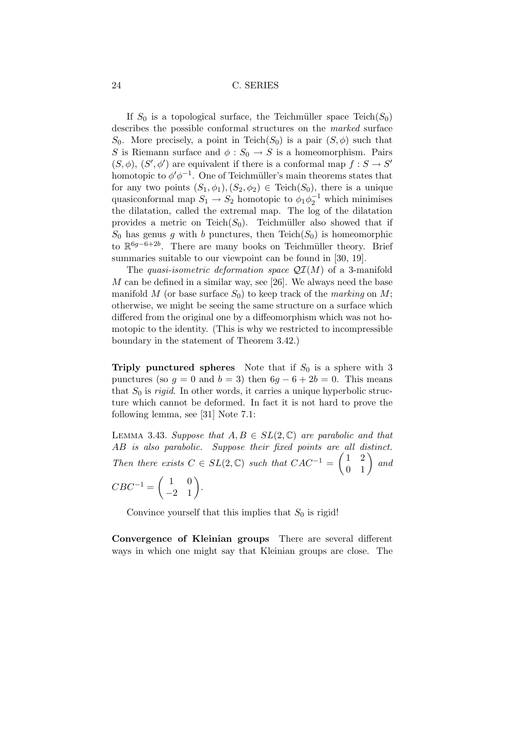If $S_0$ is a topological surface, the Teichmüller space $\mathrm{Teich}(S_0)$ describes the possible conformal structures on the *marked* surface $S_0$. More precisely, a point in $\mathrm{Teich}(S_0)$ is a pair $(S, \phi)$ such that $S$ is Riemann surface and $\phi : S_0 \to S$ is a homeomorphism. Pairs $(S, \phi)$, $(S', \phi')$ are equivalent if there is a conformal map $f : S \to S'$ homotopic to $\phi'\phi^{-1}$. One of Teichmüller's main theorems states that for any two points $(S_1, \phi_1), (S_2, \phi_2) \in \mathrm{Teich}(S_0)$, there is a unique quasiconformal map $S_1 \to S_2$ homotopic to $\phi_1\phi_2^{-1}$ which minimises the dilatation, called the extremal map. The log of the dilatation provides a metric on $\mathrm{Teich}(S_0)$. Teichmüller also showed that if $S_0$ has genus $g$ with $b$ punctures, then $\mathrm{Teich}(S_0)$ is homeomorphic to $\mathbb{R}^{6g-6+2b}$. There are many books on Teichmüller theory. Brief summaries suitable to our viewpoint can be found in [30, 19].

The *quasi-isometric deformation space* $\mathcal{QI}(M)$ of a 3-manifold $M$ can be defined in a similar way, see [26]. We always need the base manifold $M$ (or base surface $S_0$) to keep track of the *marking* on $M$; otherwise, we might be seeing the same structure on a surface which differed from the original one by a diffeomorphism which was not homotopic to the identity. (This is why we restricted to incompressible boundary in the statement of Theorem 3.42.)

**Triply punctured spheres** Note that if $S_0$ is a sphere with 3 punctures (so $g = 0$ and $b = 3$) then $6g - 6 + 2b = 0$. This means that $S_0$ is *rigid*. In other words, it carries a unique hyperbolic structure which cannot be deformed. In fact it is not hard to prove the following lemma, see [31] Note 7.1:

LEMMA 3.43. *Suppose that $A, B \in SL(2, \mathbb{C})$ are parabolic and that $AB$ is also parabolic. Suppose their fixed points are all distinct. Then there exists $C \in SL(2, \mathbb{C})$ such that $CAC^{-1} = \begin{pmatrix} 1 & 2 \\ 0 & 1 \end{pmatrix}$ and $CBC^{-1} = \begin{pmatrix} 1 & 0 \\ -2 & 1 \end{pmatrix}$.*

Convince yourself that this implies that $S_0$ is rigid!

**Convergence of Kleinian groups** There are several different ways in which one might say that Kleinian groups are close. The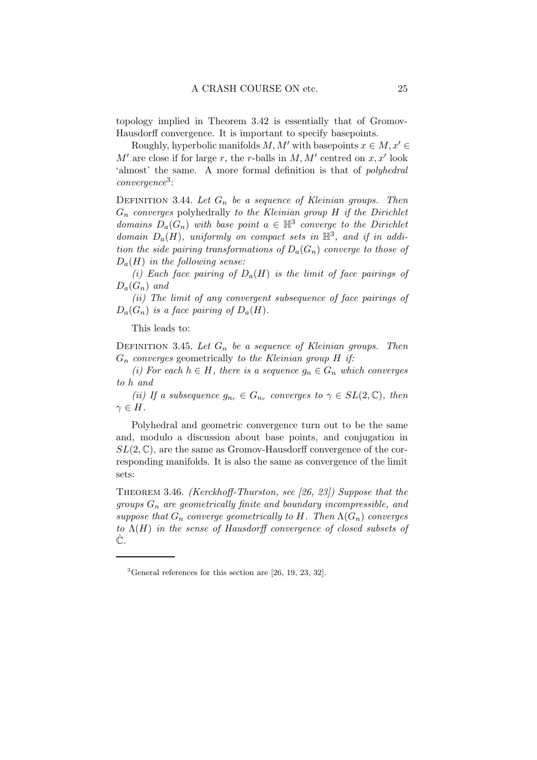topology implied in Theorem 3.42 is essentially that of Gromov-Hausdorff convergence. It is important to specify basepoints.

Roughly, hyperbolic manifolds $M, M'$ with basepoints $x \in M, x' \in M'$ are close if for large $r$, the $r$-balls in $M, M'$ centred on $x, x'$ look 'almost' the same. A more formal definition is that of *polyhedral convergence*[3]:

DEFINITION 3.44. *Let $G_n$ be a sequence of Kleinian groups. Then $G_n$ converges* polyhedrally *to the Kleinian group $H$ if the Dirichlet domains $D_a(G_n)$ with base point $a \in \mathbb{H}^3$ converge to the Dirichlet domain $D_a(H)$, uniformly on compact sets in $\mathbb{H}^3$, and if in addition the side pairing transformations of $D_a(G_n)$ converge to those of $D_a(H)$ in the following sense:*

*(i) Each face pairing of $D_a(H)$ is the limit of face pairings of $D_a(G_n)$ and*

*(ii) The limit of any convergent subsequence of face pairings of $D_a(G_n)$ is a face pairing of $D_a(H)$.*

This leads to:

DEFINITION 3.45. *Let $G_n$ be a sequence of Kleinian groups. Then $G_n$ converges* geometrically *to the Kleinian group $H$ if:*

*(i) For each $h \in H$, there is a sequence $g_n \in G_n$ which converges to $h$ and*

*(ii) If a subsequence $g_{n_r} \in G_{n_r}$ converges to $\gamma \in SL(2, \mathbb{C})$, then $\gamma \in H$.*

Polyhedral and geometric convergence turn out to be the same and, modulo a discussion about base points, and conjugation in $SL(2, \mathbb{C})$, are the same as Gromov-Hausdorff convergence of the corresponding manifolds. It is also the same as convergence of the limit sets:

THEOREM 3.46. *(Kerckhoff-Thurston, see [26, 23]) Suppose that the groups $G_n$ are geometrically finite and boundary incompressible, and suppose that $G_n$ converge geometrically to $H$. Then $\Lambda(G_n)$ converges to $\Lambda(H)$ in the sense of Hausdorff convergence of closed subsets of $\hat{\mathbb{C}}$.*

---

[3] General references for this section are [26, 19, 23, 32].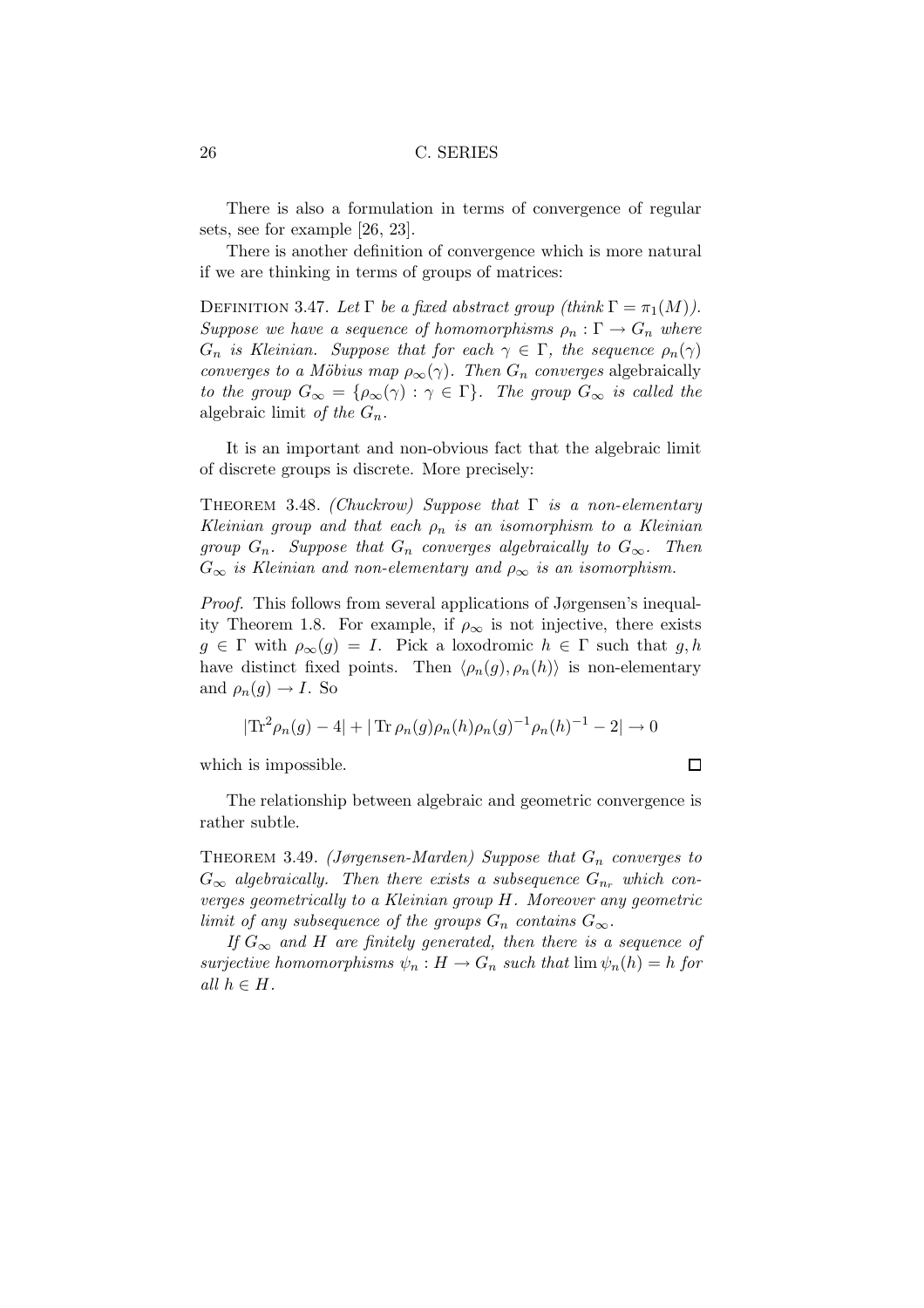There is also a formulation in terms of convergence of regular sets, see for example [26, 23].

There is another definition of convergence which is more natural if we are thinking in terms of groups of matrices:

Definition 3.47. *Let $\Gamma$ be a fixed abstract group (think $\Gamma = \pi_1(M)$). Suppose we have a sequence of homomorphisms $\rho_n : \Gamma \to G_n$ where $G_n$ is Kleinian. Suppose that for each $\gamma \in \Gamma$, the sequence $\rho_n(\gamma)$ converges to a Möbius map $\rho_\infty(\gamma)$. Then $G_n$ converges* algebraically *to the group $G_\infty = \{\rho_\infty(\gamma) : \gamma \in \Gamma\}$. The group $G_\infty$ is called the* algebraic limit *of the $G_n$.*

It is an important and non-obvious fact that the algebraic limit of discrete groups is discrete. More precisely:

Theorem 3.48. *(Chuckrow) Suppose that $\Gamma$ is a non-elementary Kleinian group and that each $\rho_n$ is an isomorphism to a Kleinian group $G_n$. Suppose that $G_n$ converges algebraically to $G_\infty$. Then $G_\infty$ is Kleinian and non-elementary and $\rho_\infty$ is an isomorphism.*

*Proof.* This follows from several applications of Jørgensen's inequality Theorem 1.8. For example, if $\rho_\infty$ is not injective, there exists $g \in \Gamma$ with $\rho_\infty(g) = I$. Pick a loxodromic $h \in \Gamma$ such that $g, h$ have distinct fixed points. Then $\langle \rho_n(g), \rho_n(h) \rangle$ is non-elementary and $\rho_n(g) \to I$. So

$$|\mathrm{Tr}^2 \rho_n(g) - 4| + |\,\mathrm{Tr}\, \rho_n(g)\rho_n(h)\rho_n(g)^{-1}\rho_n(h)^{-1} - 2| \to 0$$

which is impossible. □

The relationship between algebraic and geometric convergence is rather subtle.

Theorem 3.49. *(Jørgensen-Marden) Suppose that $G_n$ converges to $G_\infty$ algebraically. Then there exists a subsequence $G_{n_r}$ which converges geometrically to a Kleinian group $H$. Moreover any geometric limit of any subsequence of the groups $G_n$ contains $G_\infty$.*

*If $G_\infty$ and $H$ are finitely generated, then there is a sequence of surjective homomorphisms $\psi_n : H \to G_n$ such that $\lim \psi_n(h) = h$ for all $h \in H$.*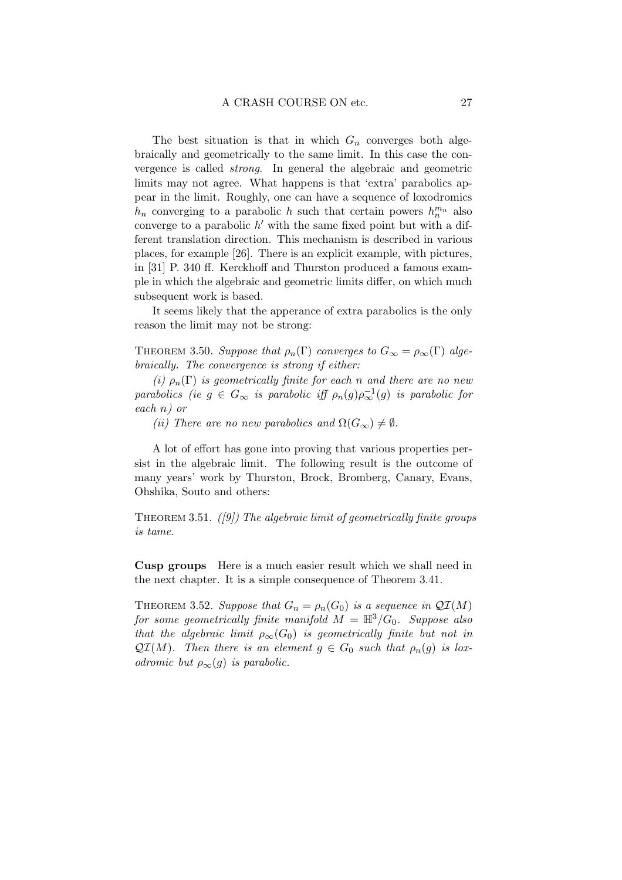The best situation is that in which $G_n$ converges both algebraically and geometrically to the same limit. In this case the convergence is called *strong*. In general the algebraic and geometric limits may not agree. What happens is that 'extra' parabolics appear in the limit. Roughly, one can have a sequence of loxodromics $h_n$ converging to a parabolic $h$ such that certain powers $h_n^{m_n}$ also converge to a parabolic $h'$ with the same fixed point but with a different translation direction. This mechanism is described in various places, for example [26]. There is an explicit example, with pictures, in [31] P. 340 ff. Kerckhoff and Thurston produced a famous example in which the algebraic and geometric limits differ, on which much subsequent work is based.

It seems likely that the apperance of extra parabolics is the only reason the limit may not be strong:

THEOREM 3.50. *Suppose that $\rho_n(\Gamma)$ converges to $G_\infty = \rho_\infty(\Gamma)$ algebraically. The convergence is strong if either:*

*(i) $\rho_n(\Gamma)$ is geometrically finite for each $n$ and there are no new parabolics (ie $g \in G_\infty$ is parabolic iff $\rho_n(g)\rho_\infty^{-1}(g)$ is parabolic for each $n$) or*

*(ii) There are no new parabolics and $\Omega(G_\infty) \neq \emptyset$.*

A lot of effort has gone into proving that various properties persist in the algebraic limit. The following result is the outcome of many years' work by Thurston, Brock, Bromberg, Canary, Evans, Ohshika, Souto and others:

THEOREM 3.51. *([9]) The algebraic limit of geometrically finite groups is tame.*

**Cusp groups** Here is a much easier result which we shall need in the next chapter. It is a simple consequence of Theorem 3.41.

THEOREM 3.52. *Suppose that $G_n = \rho_n(G_0)$ is a sequence in $\mathcal{QI}(M)$ for some geometrically finite manifold $M = \mathbb{H}^3/G_0$. Suppose also that the algebraic limit $\rho_\infty(G_0)$ is geometrically finite but not in $\mathcal{QI}(M)$. Then there is an element $g \in G_0$ such that $\rho_n(g)$ is loxodromic but $\rho_\infty(g)$ is parabolic.*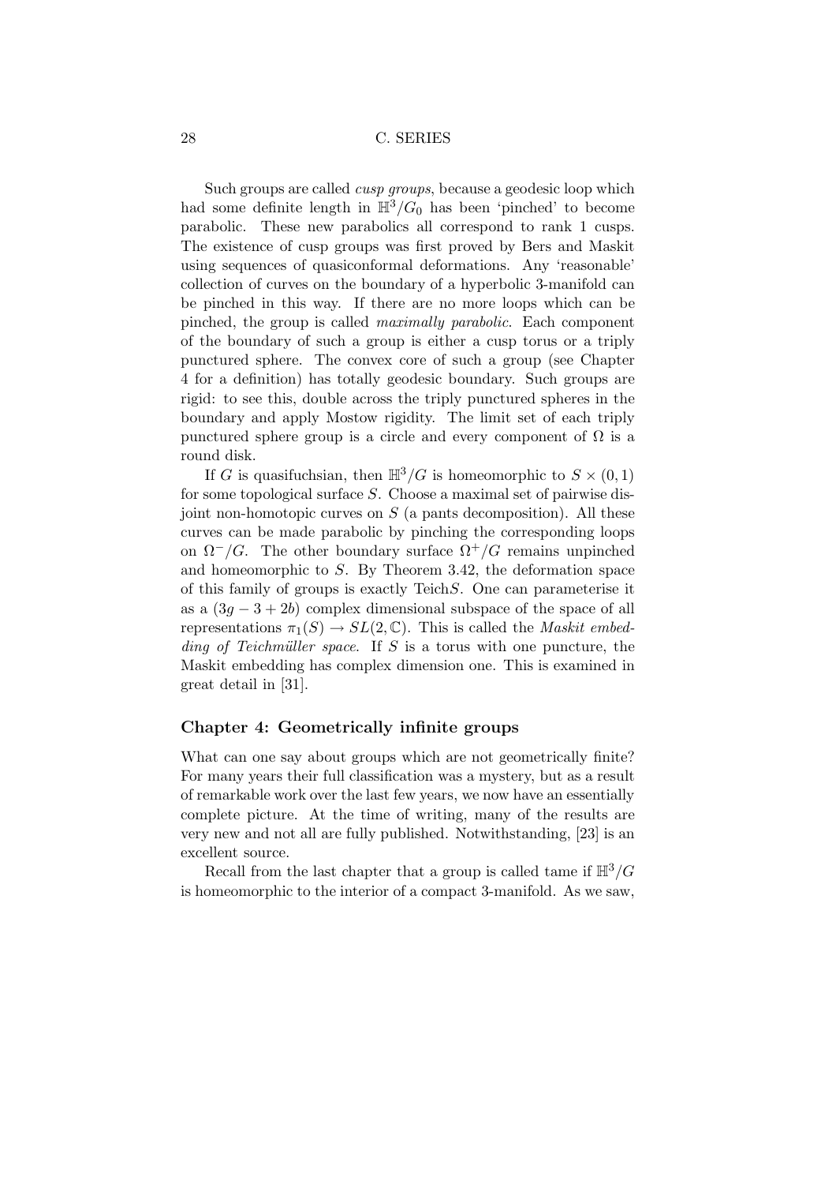Such groups are called *cusp groups*, because a geodesic loop which had some definite length in $\mathbb{H}^3/G_0$ has been 'pinched' to become parabolic. These new parabolics all correspond to rank 1 cusps. The existence of cusp groups was first proved by Bers and Maskit using sequences of quasiconformal deformations. Any 'reasonable' collection of curves on the boundary of a hyperbolic 3-manifold can be pinched in this way. If there are no more loops which can be pinched, the group is called *maximally parabolic*. Each component of the boundary of such a group is either a cusp torus or a triply punctured sphere. The convex core of such a group (see Chapter 4 for a definition) has totally geodesic boundary. Such groups are rigid: to see this, double across the triply punctured spheres in the boundary and apply Mostow rigidity. The limit set of each triply punctured sphere group is a circle and every component of $\Omega$ is a round disk.

If $G$ is quasifuchsian, then $\mathbb{H}^3/G$ is homeomorphic to $S \times (0,1)$ for some topological surface $S$. Choose a maximal set of pairwise disjoint non-homotopic curves on $S$ (a pants decomposition). All these curves can be made parabolic by pinching the corresponding loops on $\Omega^-/G$. The other boundary surface $\Omega^+/G$ remains unpinched and homeomorphic to $S$. By Theorem 3.42, the deformation space of this family of groups is exactly Teich$S$. One can parameterise it as a $(3g-3+2b)$ complex dimensional subspace of the space of all representations $\pi_1(S) \to SL(2,\mathbb{C})$. This is called the *Maskit embedding of Teichmüller space*. If $S$ is a torus with one puncture, the Maskit embedding has complex dimension one. This is examined in great detail in [31].

## Chapter 4: Geometrically infinite groups

What can one say about groups which are not geometrically finite? For many years their full classification was a mystery, but as a result of remarkable work over the last few years, we now have an essentially complete picture. At the time of writing, many of the results are very new and not all are fully published. Notwithstanding, [23] is an excellent source.

Recall from the last chapter that a group is called tame if $\mathbb{H}^3/G$ is homeomorphic to the interior of a compact 3-manifold. As we saw,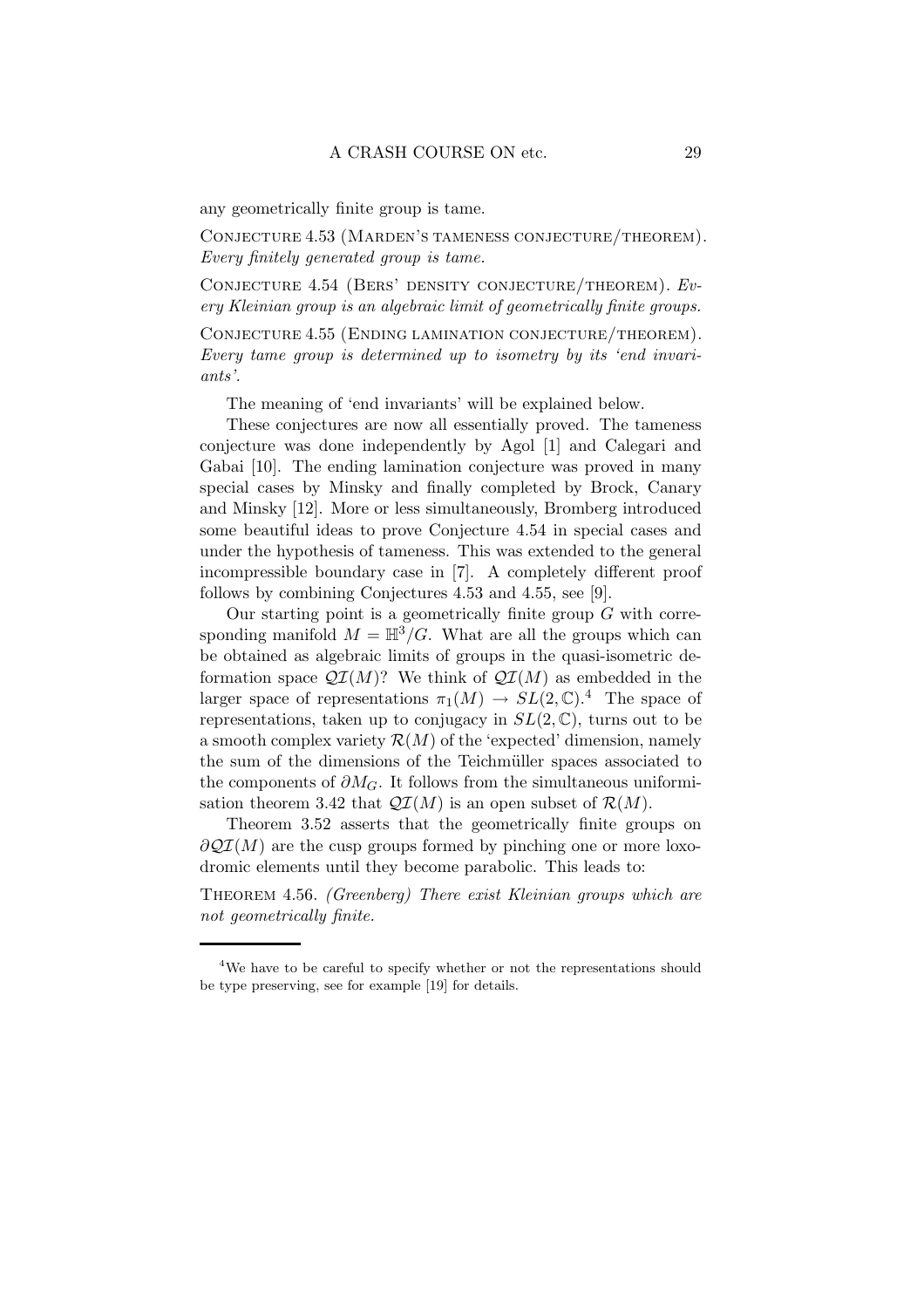any geometrically finite group is tame.

Conjecture 4.53 (Marden's tameness conjecture/theorem). *Every finitely generated group is tame.*

Conjecture 4.54 (Bers' density conjecture/theorem). *Every Kleinian group is an algebraic limit of geometrically finite groups.*

Conjecture 4.55 (Ending lamination conjecture/theorem). *Every tame group is determined up to isometry by its 'end invariants'.*

The meaning of 'end invariants' will be explained below.

These conjectures are now all essentially proved. The tameness conjecture was done independently by Agol [1] and Calegari and Gabai [10]. The ending lamination conjecture was proved in many special cases by Minsky and finally completed by Brock, Canary and Minsky [12]. More or less simultaneously, Bromberg introduced some beautiful ideas to prove Conjecture 4.54 in special cases and under the hypothesis of tameness. This was extended to the general incompressible boundary case in [7]. A completely different proof follows by combining Conjectures 4.53 and 4.55, see [9].

Our starting point is a geometrically finite group $G$ with corresponding manifold $M = \mathbb{H}^3/G$. What are all the groups which can be obtained as algebraic limits of groups in the quasi-isometric deformation space $\mathcal{QI}(M)$? We think of $\mathcal{QI}(M)$ as embedded in the larger space of representations $\pi_1(M) \to SL(2,\mathbb{C})$.[4] The space of representations, taken up to conjugacy in $SL(2,\mathbb{C})$, turns out to be a smooth complex variety $\mathcal{R}(M)$ of the 'expected' dimension, namely the sum of the dimensions of the Teichmüller spaces associated to the components of $\partial M_G$. It follows from the simultaneous uniformisation theorem 3.42 that $\mathcal{QI}(M)$ is an open subset of $\mathcal{R}(M)$.

Theorem 3.52 asserts that the geometrically finite groups on $\partial\mathcal{QI}(M)$ are the cusp groups formed by pinching one or more loxodromic elements until they become parabolic. This leads to:

Theorem 4.56. *(Greenberg) There exist Kleinian groups which are not geometrically finite.*

[4] We have to be careful to specify whether or not the representations should be type preserving, see for example [19] for details.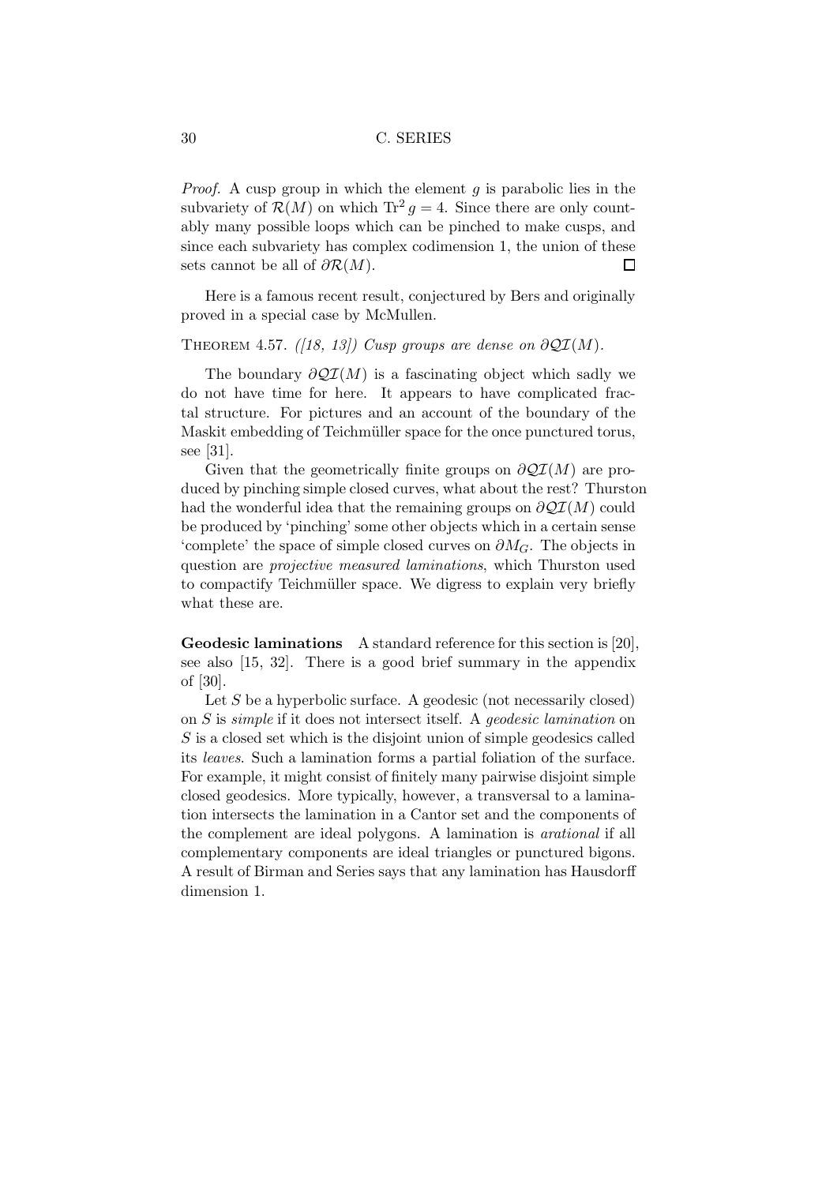*Proof.* A cusp group in which the element $g$ is parabolic lies in the subvariety of $\mathcal{R}(M)$ on which $\mathrm{Tr}^2 g = 4$. Since there are only countably many possible loops which can be pinched to make cusps, and since each subvariety has complex codimension 1, the union of these sets cannot be all of $\partial\mathcal{R}(M)$. $\square$

Here is a famous recent result, conjectured by Bers and originally proved in a special case by McMullen.

THEOREM 4.57. *([18, 13]) Cusp groups are dense on $\partial\mathcal{QI}(M)$.*

The boundary $\partial\mathcal{QI}(M)$ is a fascinating object which sadly we do not have time for here. It appears to have complicated fractal structure. For pictures and an account of the boundary of the Maskit embedding of Teichmüller space for the once punctured torus, see [31].

Given that the geometrically finite groups on $\partial\mathcal{QI}(M)$ are produced by pinching simple closed curves, what about the rest? Thurston had the wonderful idea that the remaining groups on $\partial\mathcal{QI}(M)$ could be produced by 'pinching' some other objects which in a certain sense 'complete' the space of simple closed curves on $\partial M_G$. The objects in question are *projective measured laminations*, which Thurston used to compactify Teichmüller space. We digress to explain very briefly what these are.

**Geodesic laminations** A standard reference for this section is [20], see also [15, 32]. There is a good brief summary in the appendix of [30].

Let $S$ be a hyperbolic surface. A geodesic (not necessarily closed) on $S$ is *simple* if it does not intersect itself. A *geodesic lamination* on $S$ is a closed set which is the disjoint union of simple geodesics called its *leaves*. Such a lamination forms a partial foliation of the surface. For example, it might consist of finitely many pairwise disjoint simple closed geodesics. More typically, however, a transversal to a lamination intersects the lamination in a Cantor set and the components of the complement are ideal polygons. A lamination is *arational* if all complementary components are ideal triangles or punctured bigons. A result of Birman and Series says that any lamination has Hausdorff dimension 1.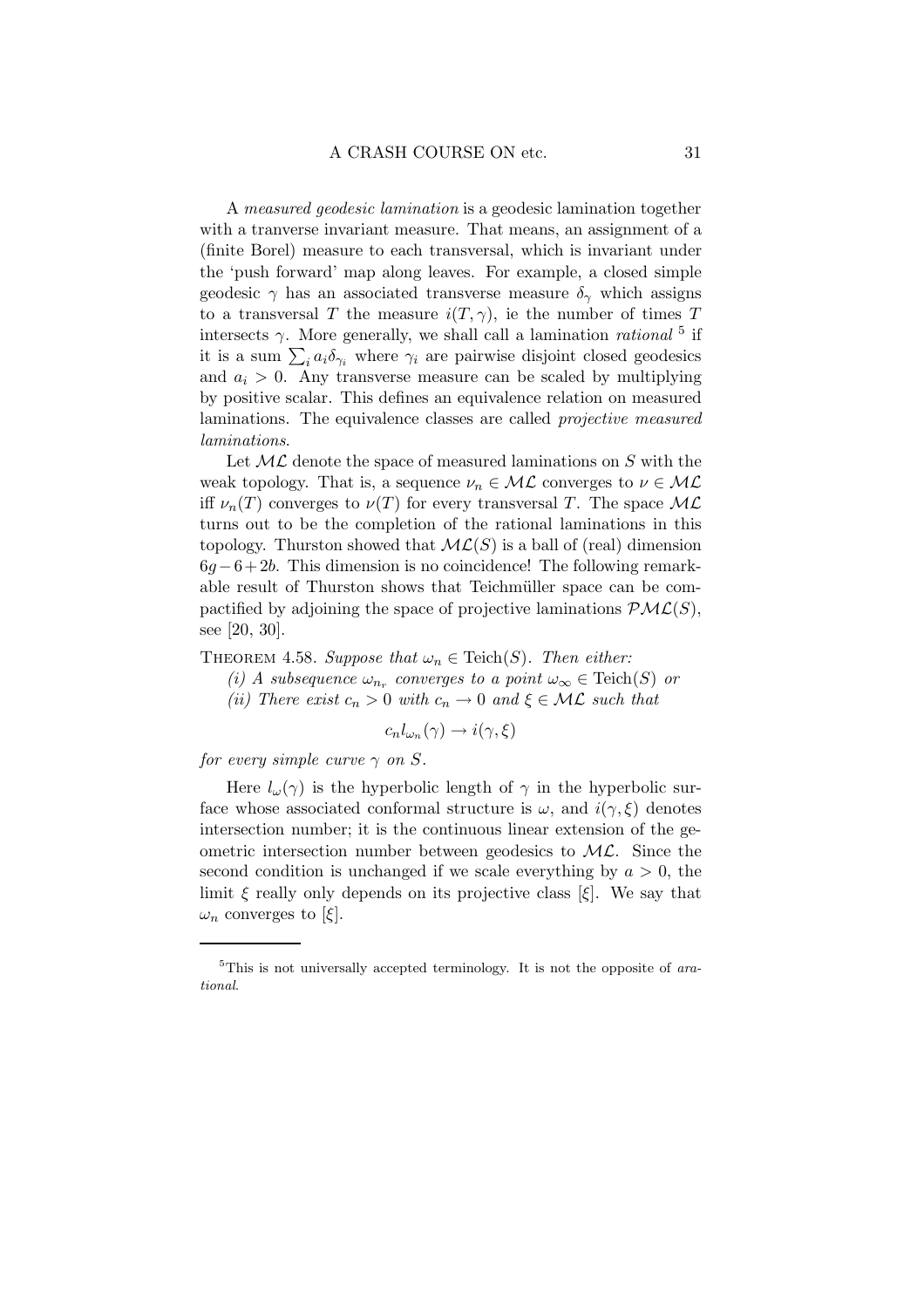A *measured geodesic lamination* is a geodesic lamination together with a tranverse invariant measure. That means, an assignment of a (finite Borel) measure to each transversal, which is invariant under the 'push forward' map along leaves. For example, a closed simple geodesic $\gamma$ has an associated transverse measure $\delta_\gamma$ which assigns to a transversal $T$ the measure $i(T,\gamma)$, ie the number of times $T$ intersects $\gamma$. More generally, we shall call a lamination *rational* [5] if it is a sum $\sum_i a_i \delta_{\gamma_i}$ where $\gamma_i$ are pairwise disjoint closed geodesics and $a_i > 0$. Any transverse measure can be scaled by multiplying by positive scalar. This defines an equivalence relation on measured laminations. The equivalence classes are called *projective measured laminations*.

Let $\mathcal{ML}$ denote the space of measured laminations on $S$ with the weak topology. That is, a sequence $\nu_n \in \mathcal{ML}$ converges to $\nu \in \mathcal{ML}$ iff $\nu_n(T)$ converges to $\nu(T)$ for every transversal $T$. The space $\mathcal{ML}$ turns out to be the completion of the rational laminations in this topology. Thurston showed that $\mathcal{ML}(S)$ is a ball of (real) dimension $6g-6+2b$. This dimension is no coincidence! The following remarkable result of Thurston shows that Teichmüller space can be compactified by adjoining the space of projective laminations $\mathcal{PML}(S)$, see [20, 30].

Theorem 4.58. *Suppose that $\omega_n \in \mathrm{Teich}(S)$. Then either:*

*(i) A subsequence $\omega_{n_r}$ converges to a point $\omega_\infty \in \mathrm{Teich}(S)$ or*

*(ii) There exist $c_n > 0$ with $c_n \to 0$ and $\xi \in \mathcal{ML}$ such that*

$$c_n l_{\omega_n}(\gamma) \to i(\gamma, \xi)$$

*for every simple curve $\gamma$ on $S$.*

Here $l_\omega(\gamma)$ is the hyperbolic length of $\gamma$ in the hyperbolic surface whose associated conformal structure is $\omega$, and $i(\gamma,\xi)$ denotes intersection number; it is the continuous linear extension of the geometric intersection number between geodesics to $\mathcal{ML}$. Since the second condition is unchanged if we scale everything by $a > 0$, the limit $\xi$ really only depends on its projective class $[\xi]$. We say that $\omega_n$ converges to $[\xi]$.

[5] This is not universally accepted terminology. It is not the opposite of *arational*.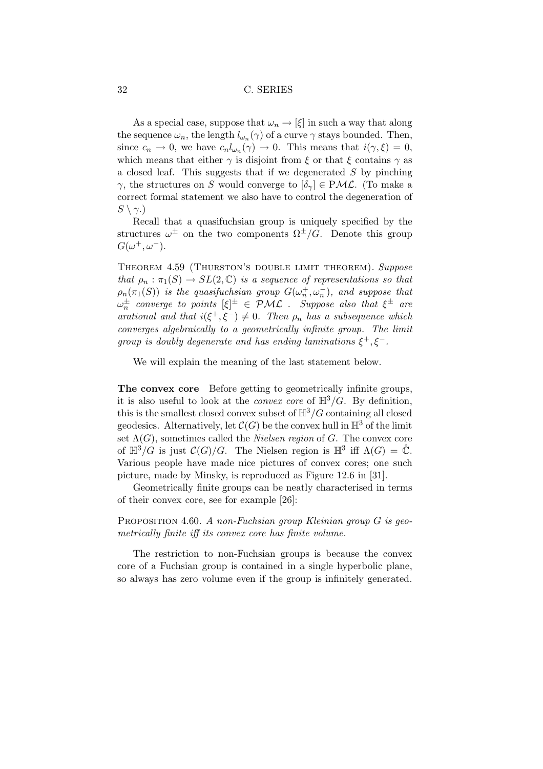As a special case, suppose that $\omega_n \to [\xi]$ in such a way that along the sequence $\omega_n$, the length $l_{\omega_n}(\gamma)$ of a curve $\gamma$ stays bounded. Then, since $c_n \to 0$, we have $c_n l_{\omega_n}(\gamma) \to 0$. This means that $i(\gamma, \xi) = 0$, which means that either $\gamma$ is disjoint from $\xi$ or that $\xi$ contains $\gamma$ as a closed leaf. This suggests that if we degenerated $S$ by pinching $\gamma$, the structures on $S$ would converge to $[\delta_\gamma] \in \mathrm{P}\mathcal{ML}$. (To make a correct formal statement we also have to control the degeneration of $S \setminus \gamma$.)

Recall that a quasifuchsian group is uniquely specified by the structures $\omega^\pm$ on the two components $\Omega^\pm/G$. Denote this group $G(\omega^+, \omega^-)$.

Theorem 4.59 (Thurston's double limit theorem). *Suppose that $\rho_n : \pi_1(S) \to SL(2,\mathbb{C})$ is a sequence of representations so that $\rho_n(\pi_1(S))$ is the quasifuchsian group $G(\omega_n^+, \omega_n^-)$, and suppose that $\omega_n^\pm$ converge to points $[\xi]^\pm \in \mathcal{PML}$ . Suppose also that $\xi^\pm$ are arational and that $i(\xi^+, \xi^-) \neq 0$. Then $\rho_n$ has a subsequence which converges algebraically to a geometrically infinite group. The limit group is doubly degenerate and has ending laminations $\xi^+, \xi^-$.*

We will explain the meaning of the last statement below.

**The convex core** Before getting to geometrically infinite groups, it is also useful to look at the *convex core* of $\mathbb{H}^3/G$. By definition, this is the smallest closed convex subset of $\mathbb{H}^3/G$ containing all closed geodesics. Alternatively, let $\mathcal{C}(G)$ be the convex hull in $\mathbb{H}^3$ of the limit set $\Lambda(G)$, sometimes called the *Nielsen region* of $G$. The convex core of $\mathbb{H}^3/G$ is just $\mathcal{C}(G)/G$. The Nielsen region is $\mathbb{H}^3$ iff $\Lambda(G) = \hat{\mathbb{C}}$. Various people have made nice pictures of convex cores; one such picture, made by Minsky, is reproduced as Figure 12.6 in [31].

Geometrically finite groups can be neatly characterised in terms of their convex core, see for example [26]:

Proposition 4.60. *A non-Fuchsian group Kleinian group $G$ is geometrically finite iff its convex core has finite volume.*

The restriction to non-Fuchsian groups is because the convex core of a Fuchsian group is contained in a single hyperbolic plane, so always has zero volume even if the group is infinitely generated.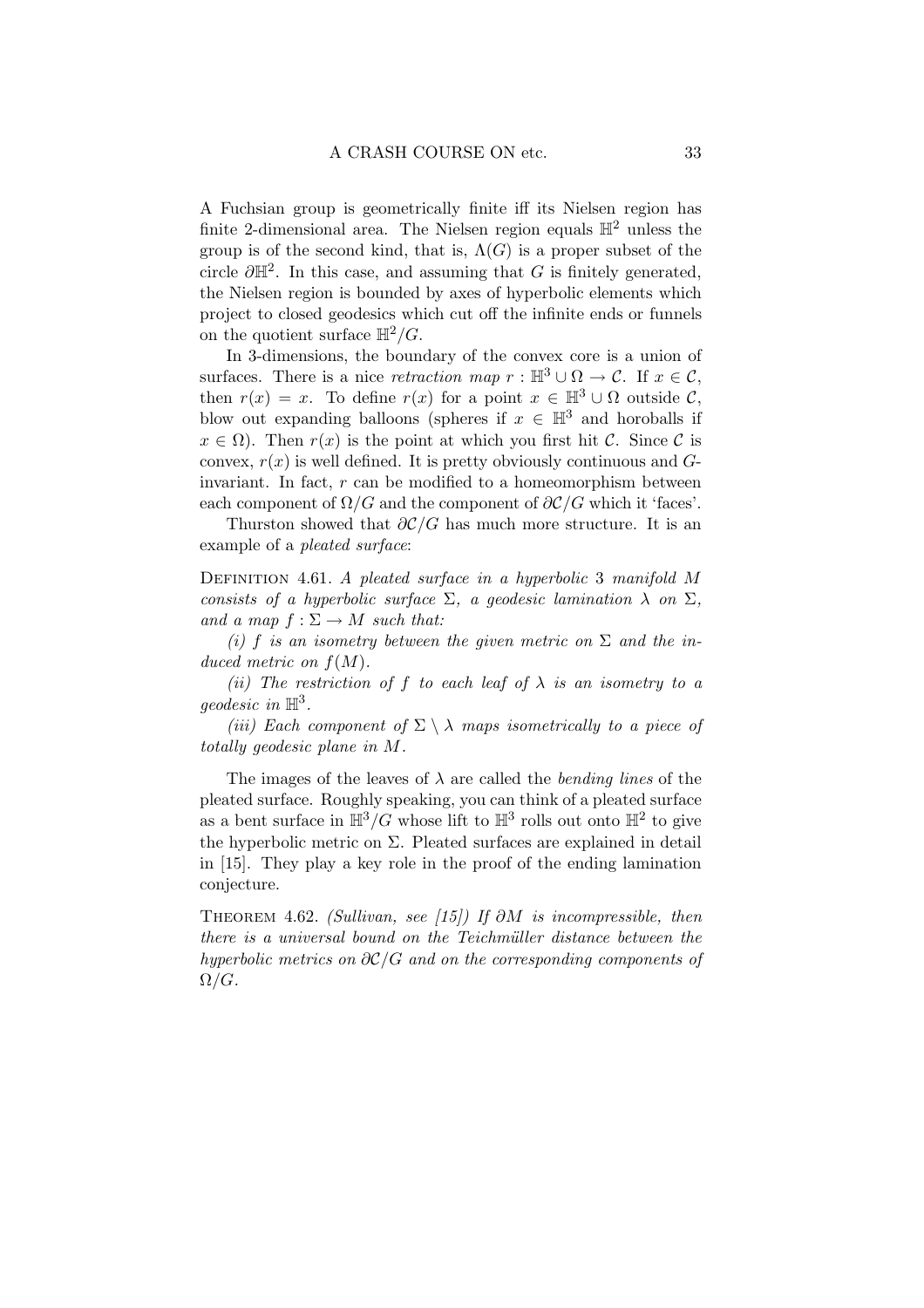A Fuchsian group is geometrically finite iff its Nielsen region has finite 2-dimensional area. The Nielsen region equals $\mathbb{H}^2$ unless the group is of the second kind, that is, $\Lambda(G)$ is a proper subset of the circle $\partial\mathbb{H}^2$. In this case, and assuming that $G$ is finitely generated, the Nielsen region is bounded by axes of hyperbolic elements which project to closed geodesics which cut off the infinite ends or funnels on the quotient surface $\mathbb{H}^2/G$.

In 3-dimensions, the boundary of the convex core is a union of surfaces. There is a nice *retraction map* $r : \mathbb{H}^3 \cup \Omega \to \mathcal{C}$. If $x \in \mathcal{C}$, then $r(x) = x$. To define $r(x)$ for a point $x \in \mathbb{H}^3 \cup \Omega$ outside $\mathcal{C}$, blow out expanding balloons (spheres if $x \in \mathbb{H}^3$ and horoballs if $x \in \Omega$). Then $r(x)$ is the point at which you first hit $\mathcal{C}$. Since $\mathcal{C}$ is convex, $r(x)$ is well defined. It is pretty obviously continuous and $G$-invariant. In fact, $r$ can be modified to a homeomorphism between each component of $\Omega/G$ and the component of $\partial\mathcal{C}/G$ which it 'faces'.

Thurston showed that $\partial\mathcal{C}/G$ has much more structure. It is an example of a *pleated surface*:

Definition 4.61. *A pleated surface in a hyperbolic* 3 *manifold $M$ consists of a hyperbolic surface $\Sigma$, a geodesic lamination $\lambda$ on $\Sigma$, and a map $f : \Sigma \to M$ such that:*

*(i) $f$ is an isometry between the given metric on $\Sigma$ and the induced metric on $f(M)$.*

*(ii) The restriction of $f$ to each leaf of $\lambda$ is an isometry to a geodesic in $\mathbb{H}^3$.*

*(iii) Each component of $\Sigma \setminus \lambda$ maps isometrically to a piece of totally geodesic plane in $M$.*

The images of the leaves of $\lambda$ are called the *bending lines* of the pleated surface. Roughly speaking, you can think of a pleated surface as a bent surface in $\mathbb{H}^3/G$ whose lift to $\mathbb{H}^3$ rolls out onto $\mathbb{H}^2$ to give the hyperbolic metric on $\Sigma$. Pleated surfaces are explained in detail in [15]. They play a key role in the proof of the ending lamination conjecture.

Theorem 4.62. *(Sullivan, see [15]) If $\partial M$ is incompressible, then there is a universal bound on the Teichmüller distance between the hyperbolic metrics on $\partial\mathcal{C}/G$ and on the corresponding components of $\Omega/G$.*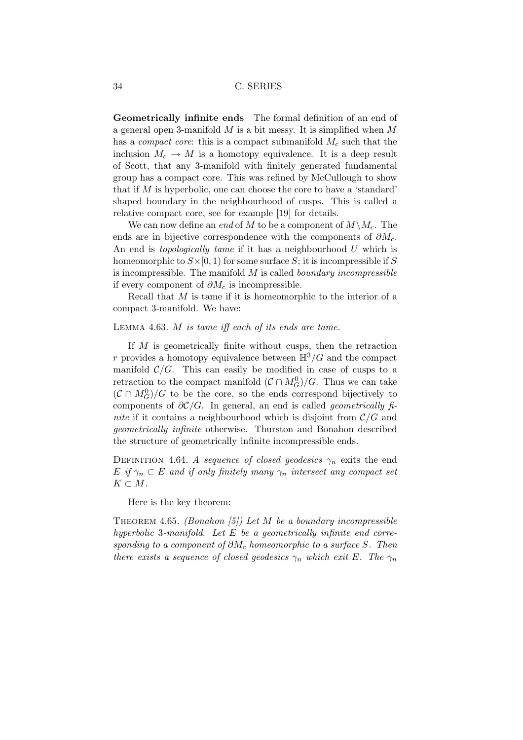**Geometrically infinite ends** The formal definition of an end of a general open 3-manifold $M$ is a bit messy. It is simplified when $M$ has a *compact core*: this is a compact submanifold $M_c$ such that the inclusion $M_c \to M$ is a homotopy equivalence. It is a deep result of Scott, that any 3-manifold with finitely generated fundamental group has a compact core. This was refined by McCullough to show that if $M$ is hyperbolic, one can choose the core to have a 'standard' shaped boundary in the neighbourhood of cusps. This is called a relative compact core, see for example [19] for details.

We can now define an *end* of $M$ to be a component of $M \setminus M_c$. The ends are in bijective correspondence with the components of $\partial M_c$. An end is *topologically tame* if it has a neighbourhood $U$ which is homeomorphic to $S \times [0, 1)$ for some surface $S$; it is incompressible if $S$ is incompressible. The manifold $M$ is called *boundary incompressible* if every component of $\partial M_c$ is incompressible.

Recall that $M$ is tame if it is homeomorphic to the interior of a compact 3-manifold. We have:

LEMMA 4.63. *$M$ is tame iff each of its ends are tame.*

If $M$ is geometrically finite without cusps, then the retraction $r$ provides a homotopy equivalence between $\mathbb{H}^3/G$ and the compact manifold $\mathcal{C}/G$. This can easily be modified in case of cusps to a retraction to the compact manifold $(\mathcal{C} \cap M_G^0)/G$. Thus we can take $(\mathcal{C} \cap M_G^0)/G$ to be the core, so the ends correspond bijectively to components of $\partial\mathcal{C}/G$. In general, an end is called *geometrically finite* if it contains a neighbourhood which is disjoint from $\mathcal{C}/G$ and *geometrically infinite* otherwise. Thurston and Bonahon described the structure of geometrically infinite incompressible ends.

DEFINITION 4.64. *A sequence of closed geodesics $\gamma_n$ exits the end $E$ if $\gamma_n \subset E$ and if only finitely many $\gamma_n$ intersect any compact set $K \subset M$.*

Here is the key theorem:

THEOREM 4.65. *(Bonahon [5]) Let $M$ be a boundary incompressible hyperbolic 3-manifold. Let $E$ be a geometrically infinite end corresponding to a component of $\partial M_c$ homeomorphic to a surface $S$. Then there exists a sequence of closed geodesics $\gamma_n$ which exit $E$. The $\gamma_n$*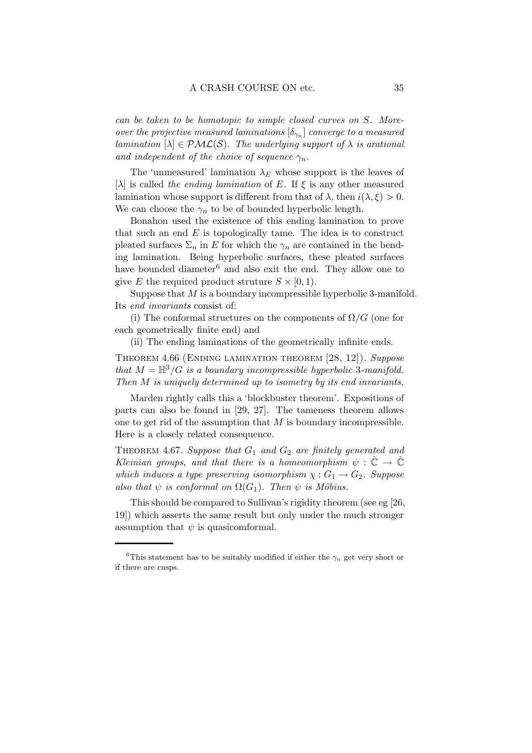*can be taken to be homotopic to simple closed curves on $S$. Moreover the projective measured laminations $[\delta_{\gamma_n}]$ converge to a measured lamination $[\lambda] \in \mathcal{PML}(\mathcal{S})$. The underlying support of $\lambda$ is arational and independent of the choice of sequence $\gamma_n$.*

The 'unmeasured' lamination $\lambda_E$ whose support is the leaves of $[\lambda]$ is called *the ending lamination* of $E$. If $\xi$ is any other measured lamination whose support is different from that of $\lambda$, then $i(\lambda, \xi) > 0$. We can choose the $\gamma_n$ to be of bounded hyperbolic length.

Bonahon used the existence of this ending lamination to prove that such an end $E$ is topologically tame. The idea is to construct pleated surfaces $\Sigma_n$ in $E$ for which the $\gamma_n$ are contained in the bending lamination. Being hyperbolic surfaces, these pleated surfaces have bounded diameter[6] and also exit the end. They allow one to give $E$ the required product struture $S \times [0, 1)$.

Suppose that $M$ is a boundary incompressible hyperbolic 3-manifold. Its *end invariants* consist of:

(i) The conformal structures on the components of $\Omega/G$ (one for each geometrically finite end) and

(ii) The ending laminations of the geometrically infinite ends.

Theorem 4.66 (Ending lamination theorem [28, 12]). *Suppose that $M = \mathbb{H}^3/G$ is a boundary incompressible hyperbolic 3-manifold. Then $M$ is uniquely determined up to isometry by its end invariants.*

Marden rightly calls this a 'blockbuster theorem'. Expositions of parts can also be found in [29, 27]. The tameness theorem allows one to get rid of the assumption that $M$ is boundary incompressible. Here is a closely related consequence.

Theorem 4.67. *Suppose that $G_1$ and $G_2$ are finitely generated and Kleinian groups, and that there is a homeomorphism $\psi : \hat{\mathbb{C}} \to \hat{\mathbb{C}}$ which induces a type preserving isomorphism $\chi : G_1 \to G_2$. Suppose also that $\psi$ is conformal on $\Omega(G_1)$. Then $\psi$ is Möbius.*

This should be compared to Sullivan's rigidity theorem (see eg [26, 19]) which asserts the same result but only under the much stronger assumption that $\psi$ is quasicomformal.

---

[6] This statement has to be suitably modified if either the $\gamma_n$ get very short or if there are cusps.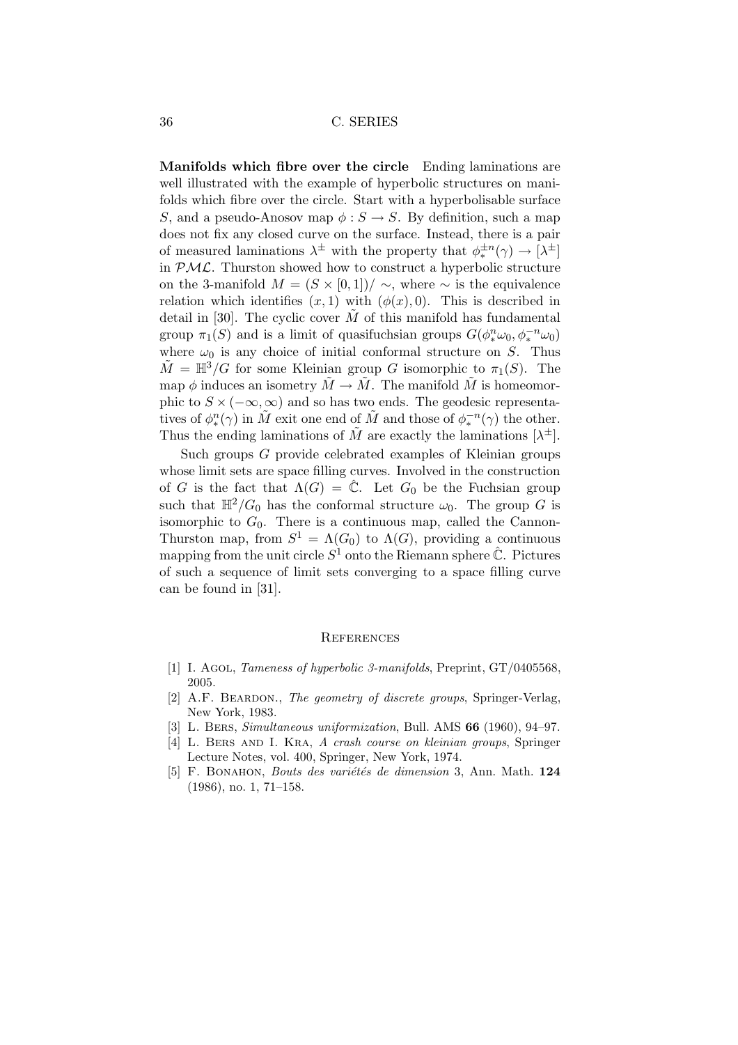**Manifolds which fibre over the circle** Ending laminations are well illustrated with the example of hyperbolic structures on manifolds which fibre over the circle. Start with a hyperbolisable surface $S$, and a pseudo-Anosov map $\phi : S \to S$. By definition, such a map does not fix any closed curve on the surface. Instead, there is a pair of measured laminations $\lambda^{\pm}$ with the property that $\phi_*^{\pm n}(\gamma) \to [\lambda^{\pm}]$ in $\mathcal{PML}$. Thurston showed how to construct a hyperbolic structure on the 3-manifold $M = (S \times [0,1])/\sim$, where $\sim$ is the equivalence relation which identifies $(x, 1)$ with $(\phi(x), 0)$. This is described in detail in [30]. The cyclic cover $\tilde{M}$ of this manifold has fundamental group $\pi_1(S)$ and is a limit of quasifuchsian groups $G(\phi_*^n \omega_0, \phi_*^{-n} \omega_0)$ where $\omega_0$ is any choice of initial conformal structure on $S$. Thus $\tilde{M} = \mathbb{H}^3/G$ for some Kleinian group $G$ isomorphic to $\pi_1(S)$. The map $\phi$ induces an isometry $\tilde{M} \to \tilde{M}$. The manifold $\tilde{M}$ is homeomorphic to $S \times (-\infty, \infty)$ and so has two ends. The geodesic representatives of $\phi_*^n(\gamma)$ in $\tilde{M}$ exit one end of $\tilde{M}$ and those of $\phi_*^{-n}(\gamma)$ the other. Thus the ending laminations of $\tilde{M}$ are exactly the laminations $[\lambda^{\pm}]$.

Such groups $G$ provide celebrated examples of Kleinian groups whose limit sets are space filling curves. Involved in the construction of $G$ is the fact that $\Lambda(G) = \hat{\mathbb{C}}$. Let $G_0$ be the Fuchsian group such that $\mathbb{H}^2/G_0$ has the conformal structure $\omega_0$. The group $G$ is isomorphic to $G_0$. There is a continuous map, called the Cannon-Thurston map, from $S^1 = \Lambda(G_0)$ to $\Lambda(G)$, providing a continuous mapping from the unit circle $S^1$ onto the Riemann sphere $\hat{\mathbb{C}}$. Pictures of such a sequence of limit sets converging to a space filling curve can be found in [31].

## References

[1] I. Agol, *Tameness of hyperbolic 3-manifolds*, Preprint, GT/0405568, 2005.

[2] A.F. Beardon., *The geometry of discrete groups*, Springer-Verlag, New York, 1983.

[3] L. Bers, *Simultaneous uniformization*, Bull. AMS **66** (1960), 94–97.

[4] L. Bers and I. Kra, *A crash course on kleinian groups*, Springer Lecture Notes, vol. 400, Springer, New York, 1974.

[5] F. Bonahon, *Bouts des variétés de dimension* 3, Ann. Math. **124** (1986), no. 1, 71–158.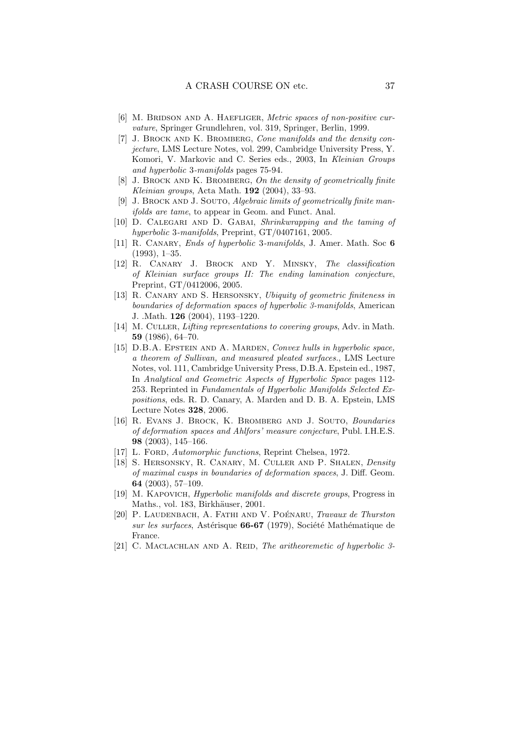[6] M. Bridson and A. Haefliger, *Metric spaces of non-positive curvature*, Springer Grundlehren, vol. 319, Springer, Berlin, 1999.

[7] J. Brock and K. Bromberg, *Cone manifolds and the density conjecture*, LMS Lecture Notes, vol. 299, Cambridge University Press, Y. Komori, V. Markovic and C. Series eds., 2003, In *Kleinian Groups and hyperbolic* 3*-manifolds* pages 75-94.

[8] J. Brock and K. Bromberg, *On the density of geometrically finite Kleinian groups*, Acta Math. **192** (2004), 33–93.

[9] J. Brock and J. Souto, *Algebraic limits of geometrically finite manifolds are tame*, to appear in Geom. and Funct. Anal.

[10] D. Calegari and D. Gabai, *Shrinkwrapping and the taming of hyperbolic* 3*-manifolds*, Preprint, GT/0407161, 2005.

[11] R. Canary, *Ends of hyperbolic* 3*-manifolds*, J. Amer. Math. Soc **6** (1993), 1–35.

[12] R. Canary J. Brock and Y. Minsky, *The classification of Kleinian surface groups II: The ending lamination conjecture*, Preprint, GT/0412006, 2005.

[13] R. Canary and S. Hersonsky, *Ubiquity of geometric finiteness in boundaries of deformation spaces of hyperbolic 3-manifolds*, American J. .Math. **126** (2004), 1193–1220.

[14] M. Culler, *Lifting representations to covering groups*, Adv. in Math. **59** (1986), 64–70.

[15] D.B.A. Epstein and A. Marden, *Convex hulls in hyperbolic space, a theorem of Sullivan, and measured pleated surfaces.*, LMS Lecture Notes, vol. 111, Cambridge University Press, D.B.A. Epstein ed., 1987, In *Analytical and Geometric Aspects of Hyperbolic Space* pages 112-253. Reprinted in *Fundamentals of Hyperbolic Manifolds Selected Expositions*, eds. R. D. Canary, A. Marden and D. B. A. Epstein, LMS Lecture Notes **328**, 2006.

[16] R. Evans J. Brock, K. Bromberg and J. Souto, *Boundaries of deformation spaces and Ahlfors' measure conjecture*, Publ. I.H.E.S. **98** (2003), 145–166.

[17] L. Ford, *Automorphic functions*, Reprint Chelsea, 1972.

[18] S. Hersonsky, R. Canary, M. Culler and P. Shalen, *Density of maximal cusps in boundaries of deformation spaces*, J. Diff. Geom. **64** (2003), 57–109.

[19] M. Kapovich, *Hyperbolic manifolds and discrete groups*, Progress in Maths., vol. 183, Birkhäuser, 2001.

[20] P. Laudenbach, A. Fathi and V. Poénaru, *Travaux de Thurston sur les surfaces*, Astérisque **66-67** (1979), Société Mathématique de France.

[21] C. Maclachlan and A. Reid, *The aritheoremetic of hyperbolic 3-*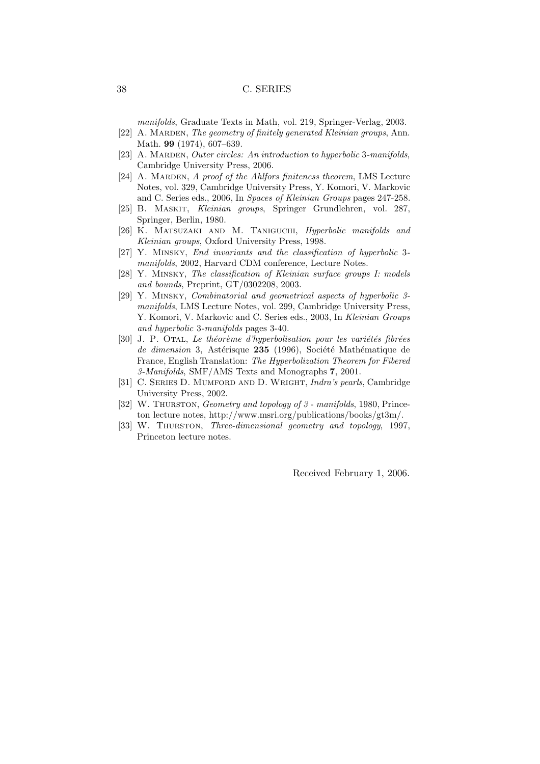manifolds*, Graduate Texts in Math, vol. 219, Springer-Verlag, 2003.

[22] A. Marden, *The geometry of finitely generated Kleinian groups*, Ann. Math. **99** (1974), 607–639.

[23] A. Marden, *Outer circles: An introduction to hyperbolic* 3*-manifolds*, Cambridge University Press, 2006.

[24] A. Marden, *A proof of the Ahlfors finiteness theorem*, LMS Lecture Notes, vol. 329, Cambridge University Press, Y. Komori, V. Markovic and C. Series eds., 2006, In *Spaces of Kleinian Groups* pages 247-258.

[25] B. Maskit, *Kleinian groups*, Springer Grundlehren, vol. 287, Springer, Berlin, 1980.

[26] K. Matsuzaki and M. Taniguchi, *Hyperbolic manifolds and Kleinian groups*, Oxford University Press, 1998.

[27] Y. Minsky, *End invariants and the classification of hyperbolic* 3*-manifolds*, 2002, Harvard CDM conference, Lecture Notes.

[28] Y. Minsky, *The classification of Kleinian surface groups I: models and bounds*, Preprint, GT/0302208, 2003.

[29] Y. Minsky, *Combinatorial and geometrical aspects of hyperbolic 3-manifolds*, LMS Lecture Notes, vol. 299, Cambridge University Press, Y. Komori, V. Markovic and C. Series eds., 2003, In *Kleinian Groups and hyperbolic* 3*-manifolds* pages 3-40.

[30] J. P. Otal, *Le théorème d'hyperbolisation pour les variétés fibrées de dimension* 3, Astérisque **235** (1996), Société Mathématique de France, English Translation: *The Hyperbolization Theorem for Fibered 3-Manifolds*, SMF/AMS Texts and Monographs **7**, 2001.

[31] C. Series D. Mumford and D. Wright, *Indra's pearls*, Cambridge University Press, 2002.

[32] W. Thurston, *Geometry and topology of 3 - manifolds*, 1980, Princeton lecture notes, http://www.msri.org/publications/books/gt3m/.

[33] W. Thurston, *Three-dimensional geometry and topology*, 1997, Princeton lecture notes.

Received February 1, 2006.